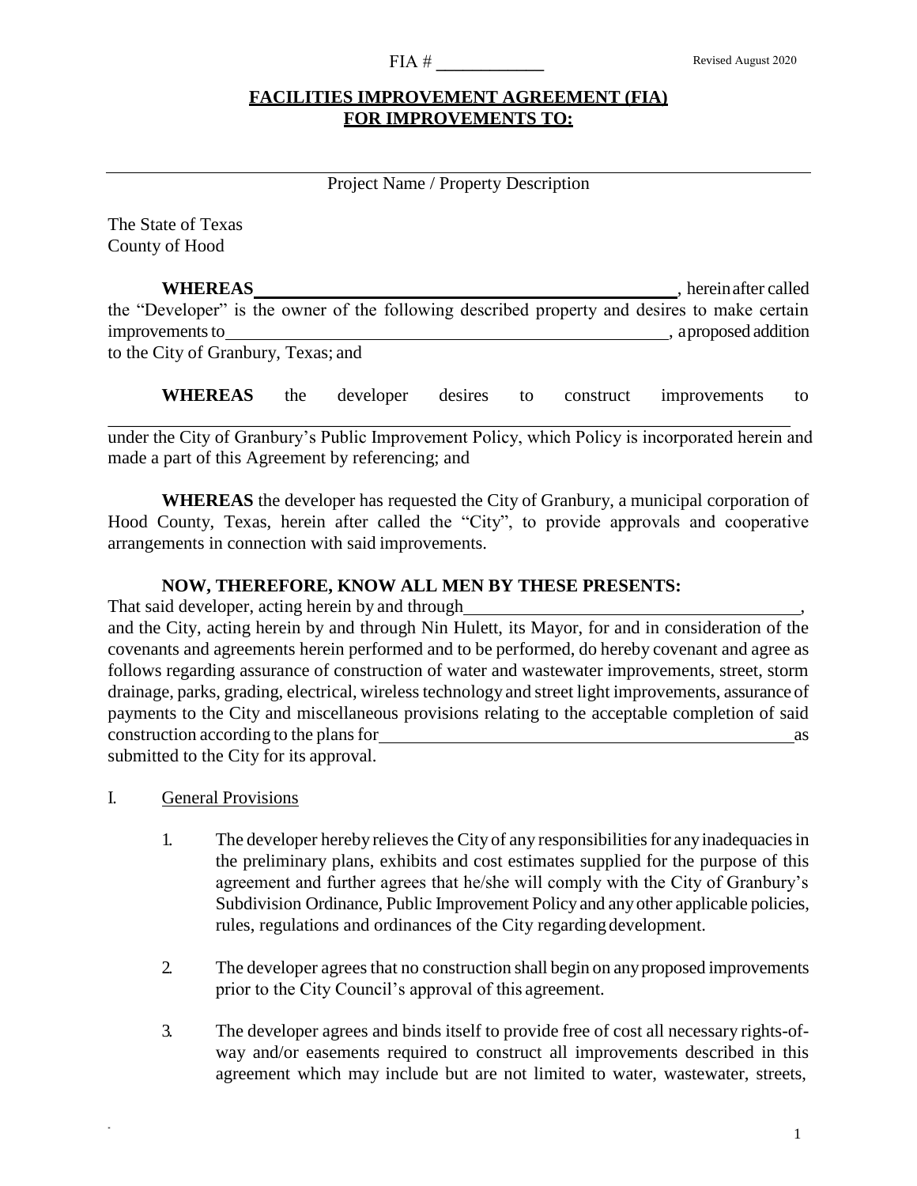FIA # ___________

Revised August 2020

**FACILITIES IMPROVEMENT AGREEMENT (FIA)**
**FOR IMPROVEMENTS TO:**

______________________________________________________________________________

Project Name / Property Description

The State of Texas
County of Hood

**WHEREAS** ______________________________________________, hereinafter called the "Developer" is the owner of the following described property and desires to make certain improvements to ____________________________________________________, a proposed addition to the City of Granbury, Texas; and

**WHEREAS** the developer desires to construct improvements to ______________________________________________________________________________ under the City of Granbury's Public Improvement Policy, which Policy is incorporated herein and made a part of this Agreement by referencing; and

**WHEREAS** the developer has requested the City of Granbury, a municipal corporation of Hood County, Texas, herein after called the "City", to provide approvals and cooperative arrangements in connection with said improvements.

**NOW, THEREFORE, KNOW ALL MEN BY THESE PRESENTS:**
That said developer, acting herein by and through ______________________________________, and the City, acting herein by and through Nin Hulett, its Mayor, for and in consideration of the covenants and agreements herein performed and to be performed, do hereby covenant and agree as follows regarding assurance of construction of water and wastewater improvements, street, storm drainage, parks, grading, electrical, wireless technology and street light improvements, assurance of payments to the City and miscellaneous provisions relating to the acceptable completion of said construction according to the plans for ________________________________________________ as submitted to the City for its approval.

I. General Provisions

1. The developer hereby relieves the City of any responsibilities for any inadequacies in the preliminary plans, exhibits and cost estimates supplied for the purpose of this agreement and further agrees that he/she will comply with the City of Granbury's Subdivision Ordinance, Public Improvement Policy and any other applicable policies, rules, regulations and ordinances of the City regarding development.

2. The developer agrees that no construction shall begin on any proposed improvements prior to the City Council's approval of this agreement.

3. The developer agrees and binds itself to provide free of cost all necessary rights-of-way and/or easements required to construct all improvements described in this agreement which may include but are not limited to water, wastewater, streets,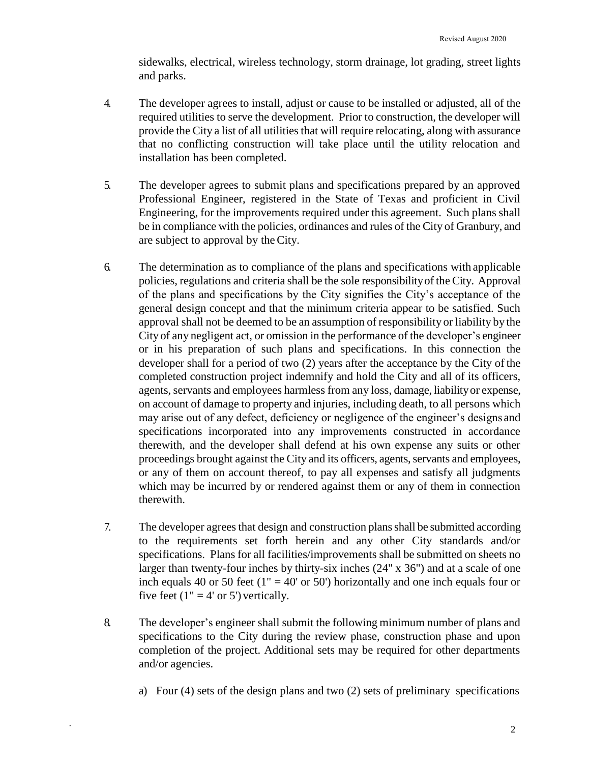sidewalks, electrical, wireless technology, storm drainage, lot grading, street lights and parks.

4. The developer agrees to install, adjust or cause to be installed or adjusted, all of the required utilities to serve the development. Prior to construction, the developer will provide the City a list of all utilities that will require relocating, along with assurance that no conflicting construction will take place until the utility relocation and installation has been completed.

5. The developer agrees to submit plans and specifications prepared by an approved Professional Engineer, registered in the State of Texas and proficient in Civil Engineering, for the improvements required under this agreement. Such plans shall be in compliance with the policies, ordinances and rules of the City of Granbury, and are subject to approval by the City.

6. The determination as to compliance of the plans and specifications with applicable policies, regulations and criteria shall be the sole responsibility of the City. Approval of the plans and specifications by the City signifies the City's acceptance of the general design concept and that the minimum criteria appear to be satisfied. Such approval shall not be deemed to be an assumption of responsibility or liability by the City of any negligent act, or omission in the performance of the developer's engineer or in his preparation of such plans and specifications. In this connection the developer shall for a period of two (2) years after the acceptance by the City of the completed construction project indemnify and hold the City and all of its officers, agents, servants and employees harmless from any loss, damage, liability or expense, on account of damage to property and injuries, including death, to all persons which may arise out of any defect, deficiency or negligence of the engineer's designs and specifications incorporated into any improvements constructed in accordance therewith, and the developer shall defend at his own expense any suits or other proceedings brought against the City and its officers, agents, servants and employees, or any of them on account thereof, to pay all expenses and satisfy all judgments which may be incurred by or rendered against them or any of them in connection therewith.

7. The developer agrees that design and construction plans shall be submitted according to the requirements set forth herein and any other City standards and/or specifications. Plans for all facilities/improvements shall be submitted on sheets no larger than twenty-four inches by thirty-six inches (24" x 36") and at a scale of one inch equals 40 or 50 feet (1" = 40' or 50') horizontally and one inch equals four or five feet (1" = 4' or 5') vertically.

8. The developer's engineer shall submit the following minimum number of plans and specifications to the City during the review phase, construction phase and upon completion of the project. Additional sets may be required for other departments and/or agencies.

   a) Four (4) sets of the design plans and two (2) sets of preliminary specifications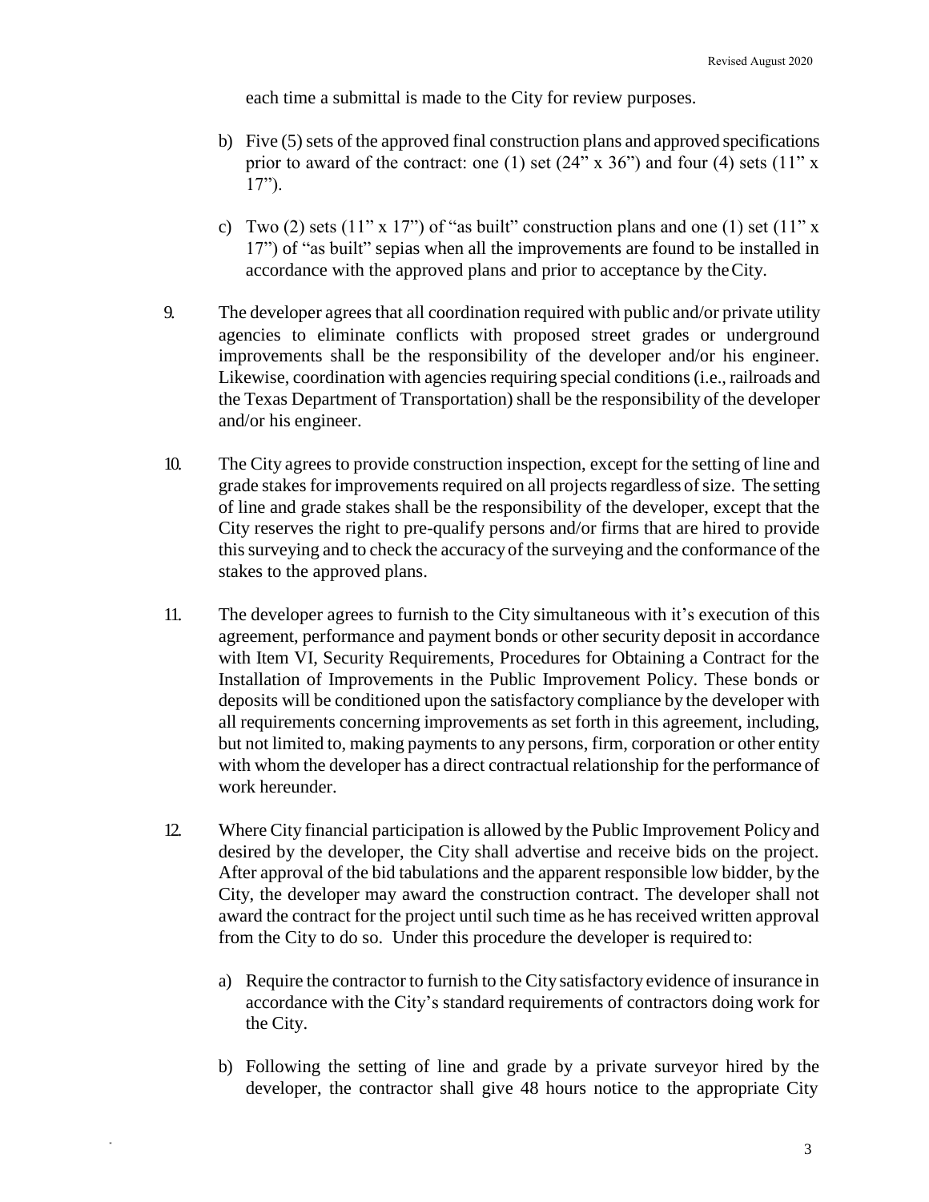each time a submittal is made to the City for review purposes.

b) Five (5) sets of the approved final construction plans and approved specifications prior to award of the contract: one (1) set (24" x 36") and four (4) sets (11" x 17").

c) Two (2) sets (11" x 17") of "as built" construction plans and one (1) set (11" x 17") of "as built" sepias when all the improvements are found to be installed in accordance with the approved plans and prior to acceptance by the City.

9. The developer agrees that all coordination required with public and/or private utility agencies to eliminate conflicts with proposed street grades or underground improvements shall be the responsibility of the developer and/or his engineer. Likewise, coordination with agencies requiring special conditions (i.e., railroads and the Texas Department of Transportation) shall be the responsibility of the developer and/or his engineer.

10. The City agrees to provide construction inspection, except for the setting of line and grade stakes for improvements required on all projects regardless of size. The setting of line and grade stakes shall be the responsibility of the developer, except that the City reserves the right to pre-qualify persons and/or firms that are hired to provide this surveying and to check the accuracy of the surveying and the conformance of the stakes to the approved plans.

11. The developer agrees to furnish to the City simultaneous with it's execution of this agreement, performance and payment bonds or other security deposit in accordance with Item VI, Security Requirements, Procedures for Obtaining a Contract for the Installation of Improvements in the Public Improvement Policy. These bonds or deposits will be conditioned upon the satisfactory compliance by the developer with all requirements concerning improvements as set forth in this agreement, including, but not limited to, making payments to any persons, firm, corporation or other entity with whom the developer has a direct contractual relationship for the performance of work hereunder.

12. Where City financial participation is allowed by the Public Improvement Policy and desired by the developer, the City shall advertise and receive bids on the project. After approval of the bid tabulations and the apparent responsible low bidder, by the City, the developer may award the construction contract. The developer shall not award the contract for the project until such time as he has received written approval from the City to do so. Under this procedure the developer is required to:

a) Require the contractor to furnish to the City satisfactory evidence of insurance in accordance with the City's standard requirements of contractors doing work for the City.

b) Following the setting of line and grade by a private surveyor hired by the developer, the contractor shall give 48 hours notice to the appropriate City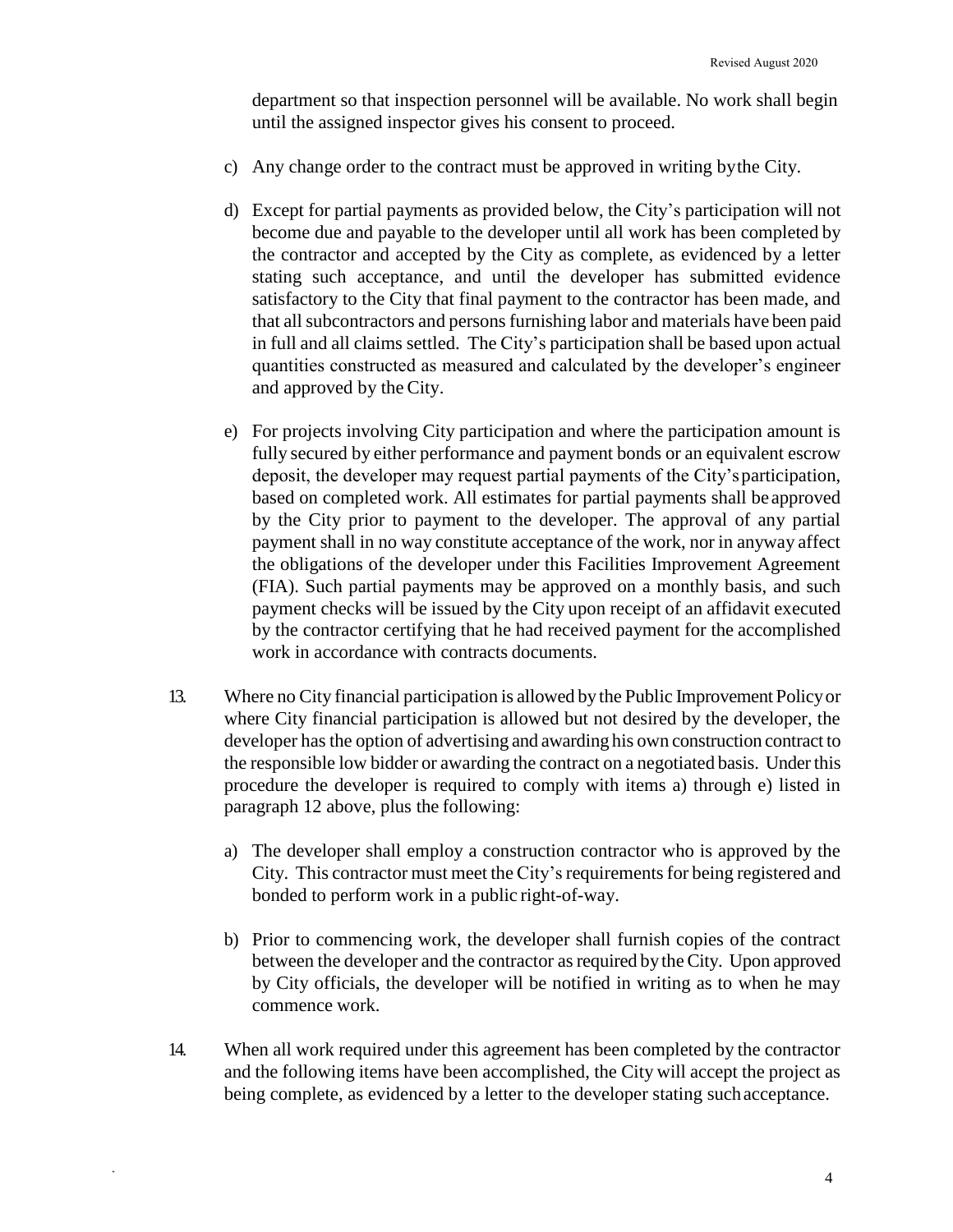department so that inspection personnel will be available. No work shall begin until the assigned inspector gives his consent to proceed.

c) Any change order to the contract must be approved in writing by the City.

d) Except for partial payments as provided below, the City's participation will not become due and payable to the developer until all work has been completed by the contractor and accepted by the City as complete, as evidenced by a letter stating such acceptance, and until the developer has submitted evidence satisfactory to the City that final payment to the contractor has been made, and that all subcontractors and persons furnishing labor and materials have been paid in full and all claims settled. The City's participation shall be based upon actual quantities constructed as measured and calculated by the developer's engineer and approved by the City.

e) For projects involving City participation and where the participation amount is fully secured by either performance and payment bonds or an equivalent escrow deposit, the developer may request partial payments of the City's participation, based on completed work. All estimates for partial payments shall be approved by the City prior to payment to the developer. The approval of any partial payment shall in no way constitute acceptance of the work, nor in anyway affect the obligations of the developer under this Facilities Improvement Agreement (FIA). Such partial payments may be approved on a monthly basis, and such payment checks will be issued by the City upon receipt of an affidavit executed by the contractor certifying that he had received payment for the accomplished work in accordance with contracts documents.

13. Where no City financial participation is allowed by the Public Improvement Policy or where City financial participation is allowed but not desired by the developer, the developer has the option of advertising and awarding his own construction contract to the responsible low bidder or awarding the contract on a negotiated basis. Under this procedure the developer is required to comply with items a) through e) listed in paragraph 12 above, plus the following:

    a) The developer shall employ a construction contractor who is approved by the City. This contractor must meet the City's requirements for being registered and bonded to perform work in a public right-of-way.

    b) Prior to commencing work, the developer shall furnish copies of the contract between the developer and the contractor as required by the City. Upon approved by City officials, the developer will be notified in writing as to when he may commence work.

14. When all work required under this agreement has been completed by the contractor and the following items have been accomplished, the City will accept the project as being complete, as evidenced by a letter to the developer stating such acceptance.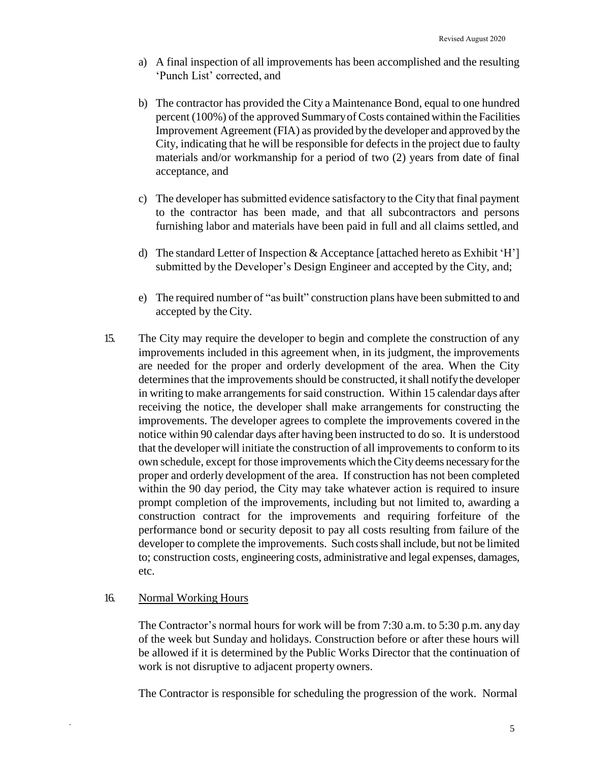a) A final inspection of all improvements has been accomplished and the resulting 'Punch List' corrected, and

b) The contractor has provided the City a Maintenance Bond, equal to one hundred percent (100%) of the approved Summary of Costs contained within the Facilities Improvement Agreement (FIA) as provided by the developer and approved by the City, indicating that he will be responsible for defects in the project due to faulty materials and/or workmanship for a period of two (2) years from date of final acceptance, and

c) The developer has submitted evidence satisfactory to the City that final payment to the contractor has been made, and that all subcontractors and persons furnishing labor and materials have been paid in full and all claims settled, and

d) The standard Letter of Inspection & Acceptance [attached hereto as Exhibit 'H'] submitted by the Developer's Design Engineer and accepted by the City, and;

e) The required number of "as built" construction plans have been submitted to and accepted by the City.

15. The City may require the developer to begin and complete the construction of any improvements included in this agreement when, in its judgment, the improvements are needed for the proper and orderly development of the area. When the City determines that the improvements should be constructed, it shall notify the developer in writing to make arrangements for said construction. Within 15 calendar days after receiving the notice, the developer shall make arrangements for constructing the improvements. The developer agrees to complete the improvements covered in the notice within 90 calendar days after having been instructed to do so. It is understood that the developer will initiate the construction of all improvements to conform to its own schedule, except for those improvements which the City deems necessary for the proper and orderly development of the area. If construction has not been completed within the 90 day period, the City may take whatever action is required to insure prompt completion of the improvements, including but not limited to, awarding a construction contract for the improvements and requiring forfeiture of the performance bond or security deposit to pay all costs resulting from failure of the developer to complete the improvements. Such costs shall include, but not be limited to; construction costs, engineering costs, administrative and legal expenses, damages, etc.

16. Normal Working Hours

The Contractor's normal hours for work will be from 7:30 a.m. to 5:30 p.m. any day of the week but Sunday and holidays. Construction before or after these hours will be allowed if it is determined by the Public Works Director that the continuation of work is not disruptive to adjacent property owners.

The Contractor is responsible for scheduling the progression of the work. Normal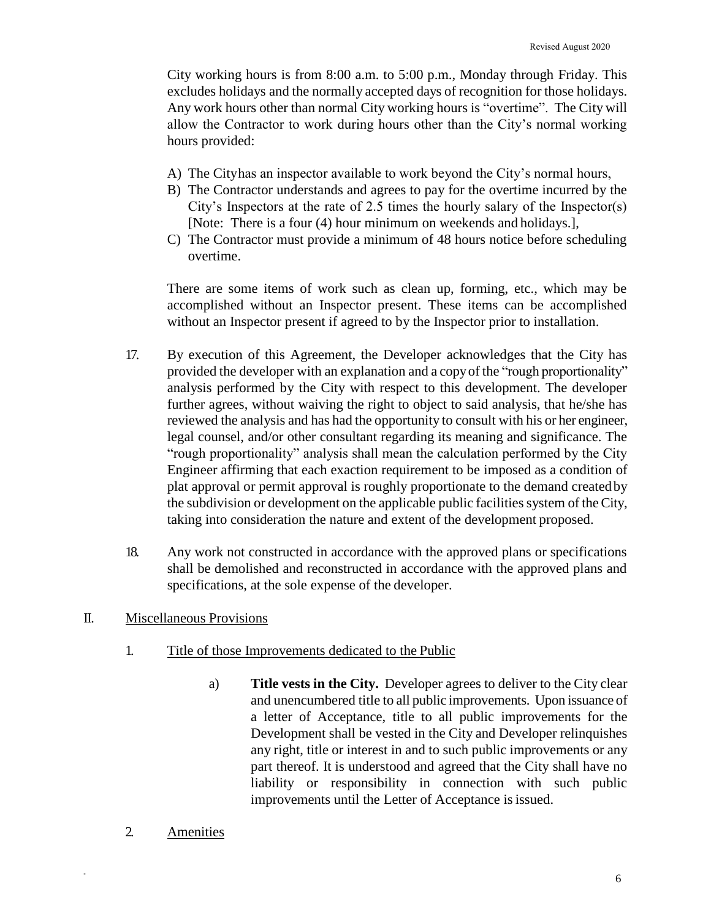City working hours is from 8:00 a.m. to 5:00 p.m., Monday through Friday. This excludes holidays and the normally accepted days of recognition for those holidays. Any work hours other than normal City working hours is "overtime". The City will allow the Contractor to work during hours other than the City's normal working hours provided:

A) The Cityhas an inspector available to work beyond the City's normal hours,
B) The Contractor understands and agrees to pay for the overtime incurred by the City's Inspectors at the rate of 2.5 times the hourly salary of the Inspector(s) [Note: There is a four (4) hour minimum on weekends and holidays.],
C) The Contractor must provide a minimum of 48 hours notice before scheduling overtime.

There are some items of work such as clean up, forming, etc., which may be accomplished without an Inspector present. These items can be accomplished without an Inspector present if agreed to by the Inspector prior to installation.

17. By execution of this Agreement, the Developer acknowledges that the City has provided the developer with an explanation and a copy of the "rough proportionality" analysis performed by the City with respect to this development. The developer further agrees, without waiving the right to object to said analysis, that he/she has reviewed the analysis and has had the opportunity to consult with his or her engineer, legal counsel, and/or other consultant regarding its meaning and significance. The "rough proportionality" analysis shall mean the calculation performed by the City Engineer affirming that each exaction requirement to be imposed as a condition of plat approval or permit approval is roughly proportionate to the demand created by the subdivision or development on the applicable public facilities system of the City, taking into consideration the nature and extent of the development proposed.

18. Any work not constructed in accordance with the approved plans or specifications shall be demolished and reconstructed in accordance with the approved plans and specifications, at the sole expense of the developer.

## II. Miscellaneous Provisions

1. Title of those Improvements dedicated to the Public

   a) **Title vests in the City.** Developer agrees to deliver to the City clear and unencumbered title to all public improvements. Upon issuance of a letter of Acceptance, title to all public improvements for the Development shall be vested in the City and Developer relinquishes any right, title or interest in and to such public improvements or any part thereof. It is understood and agreed that the City shall have no liability or responsibility in connection with such public improvements until the Letter of Acceptance is issued.

2. Amenities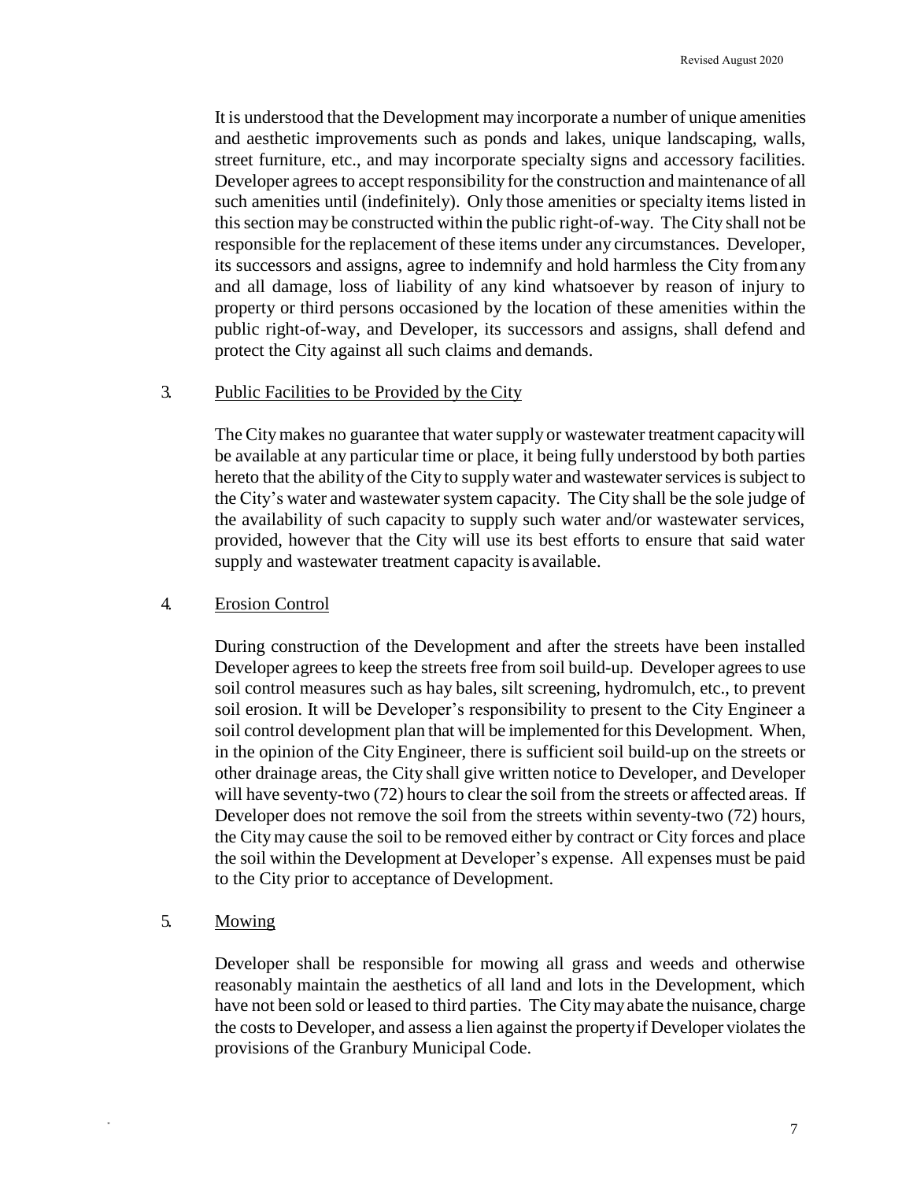It is understood that the Development may incorporate a number of unique amenities and aesthetic improvements such as ponds and lakes, unique landscaping, walls, street furniture, etc., and may incorporate specialty signs and accessory facilities. Developer agrees to accept responsibility for the construction and maintenance of all such amenities until (indefinitely). Only those amenities or specialty items listed in this section may be constructed within the public right-of-way. The City shall not be responsible for the replacement of these items under any circumstances. Developer, its successors and assigns, agree to indemnify and hold harmless the City from any and all damage, loss of liability of any kind whatsoever by reason of injury to property or third persons occasioned by the location of these amenities within the public right-of-way, and Developer, its successors and assigns, shall defend and protect the City against all such claims and demands.

3. <u>Public Facilities to be Provided by the City</u>

The City makes no guarantee that water supply or wastewater treatment capacity will be available at any particular time or place, it being fully understood by both parties hereto that the ability of the City to supply water and wastewater services is subject to the City's water and wastewater system capacity. The City shall be the sole judge of the availability of such capacity to supply such water and/or wastewater services, provided, however that the City will use its best efforts to ensure that said water supply and wastewater treatment capacity is available.

4. <u>Erosion Control</u>

During construction of the Development and after the streets have been installed Developer agrees to keep the streets free from soil build-up. Developer agrees to use soil control measures such as hay bales, silt screening, hydromulch, etc., to prevent soil erosion. It will be Developer's responsibility to present to the City Engineer a soil control development plan that will be implemented for this Development. When, in the opinion of the City Engineer, there is sufficient soil build-up on the streets or other drainage areas, the City shall give written notice to Developer, and Developer will have seventy-two (72) hours to clear the soil from the streets or affected areas. If Developer does not remove the soil from the streets within seventy-two (72) hours, the City may cause the soil to be removed either by contract or City forces and place the soil within the Development at Developer's expense. All expenses must be paid to the City prior to acceptance of Development.

5. <u>Mowing</u>

Developer shall be responsible for mowing all grass and weeds and otherwise reasonably maintain the aesthetics of all land and lots in the Development, which have not been sold or leased to third parties. The City may abate the nuisance, charge the costs to Developer, and assess a lien against the property if Developer violates the provisions of the Granbury Municipal Code.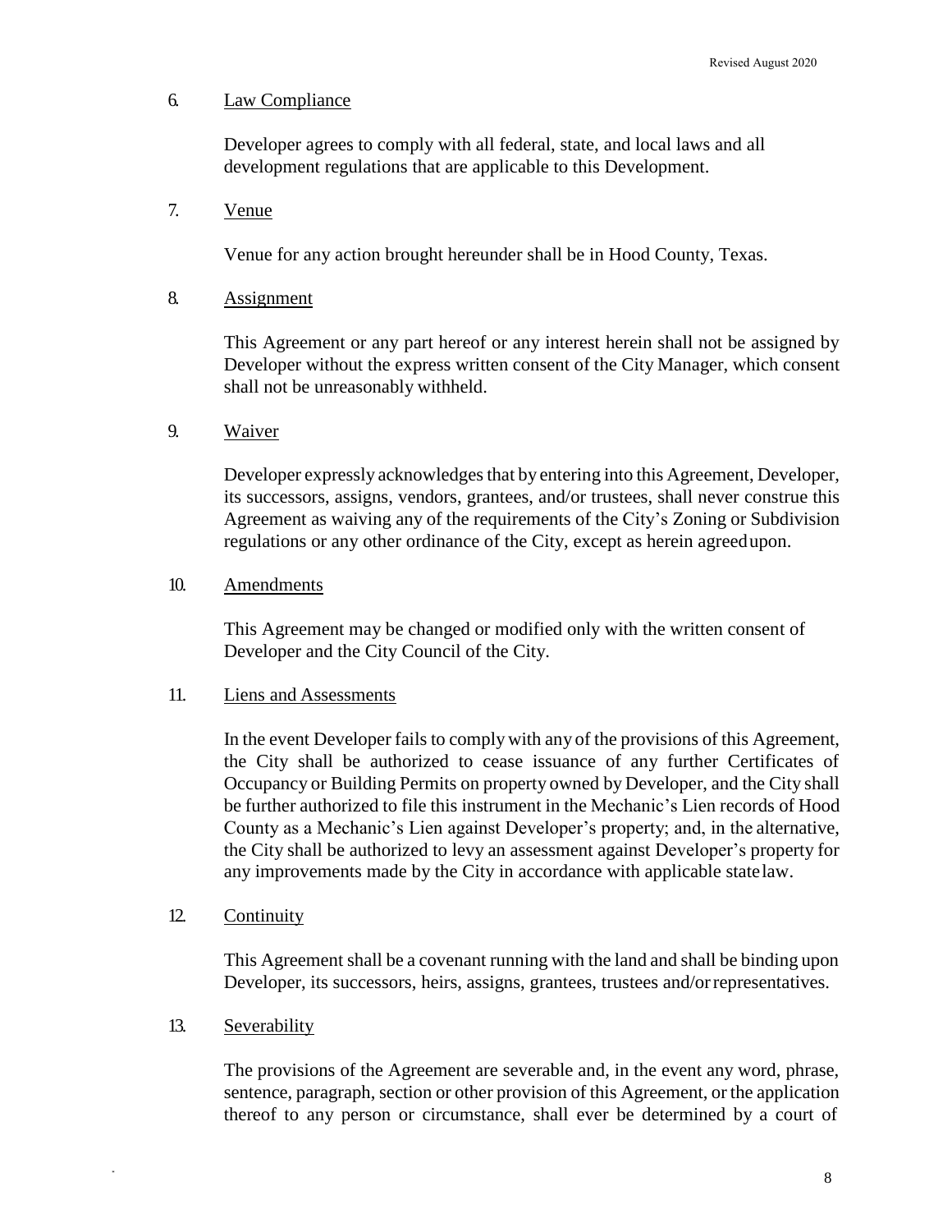6. Law Compliance

Developer agrees to comply with all federal, state, and local laws and all development regulations that are applicable to this Development.

7. Venue

Venue for any action brought hereunder shall be in Hood County, Texas.

8. Assignment

This Agreement or any part hereof or any interest herein shall not be assigned by Developer without the express written consent of the City Manager, which consent shall not be unreasonably withheld.

9. Waiver

Developer expressly acknowledges that by entering into this Agreement, Developer, its successors, assigns, vendors, grantees, and/or trustees, shall never construe this Agreement as waiving any of the requirements of the City's Zoning or Subdivision regulations or any other ordinance of the City, except as herein agreed upon.

10. Amendments

This Agreement may be changed or modified only with the written consent of Developer and the City Council of the City.

11. Liens and Assessments

In the event Developer fails to comply with any of the provisions of this Agreement, the City shall be authorized to cease issuance of any further Certificates of Occupancy or Building Permits on property owned by Developer, and the City shall be further authorized to file this instrument in the Mechanic's Lien records of Hood County as a Mechanic's Lien against Developer's property; and, in the alternative, the City shall be authorized to levy an assessment against Developer's property for any improvements made by the City in accordance with applicable state law.

12. Continuity

This Agreement shall be a covenant running with the land and shall be binding upon Developer, its successors, heirs, assigns, grantees, trustees and/or representatives.

13. Severability

The provisions of the Agreement are severable and, in the event any word, phrase, sentence, paragraph, section or other provision of this Agreement, or the application thereof to any person or circumstance, shall ever be determined by a court of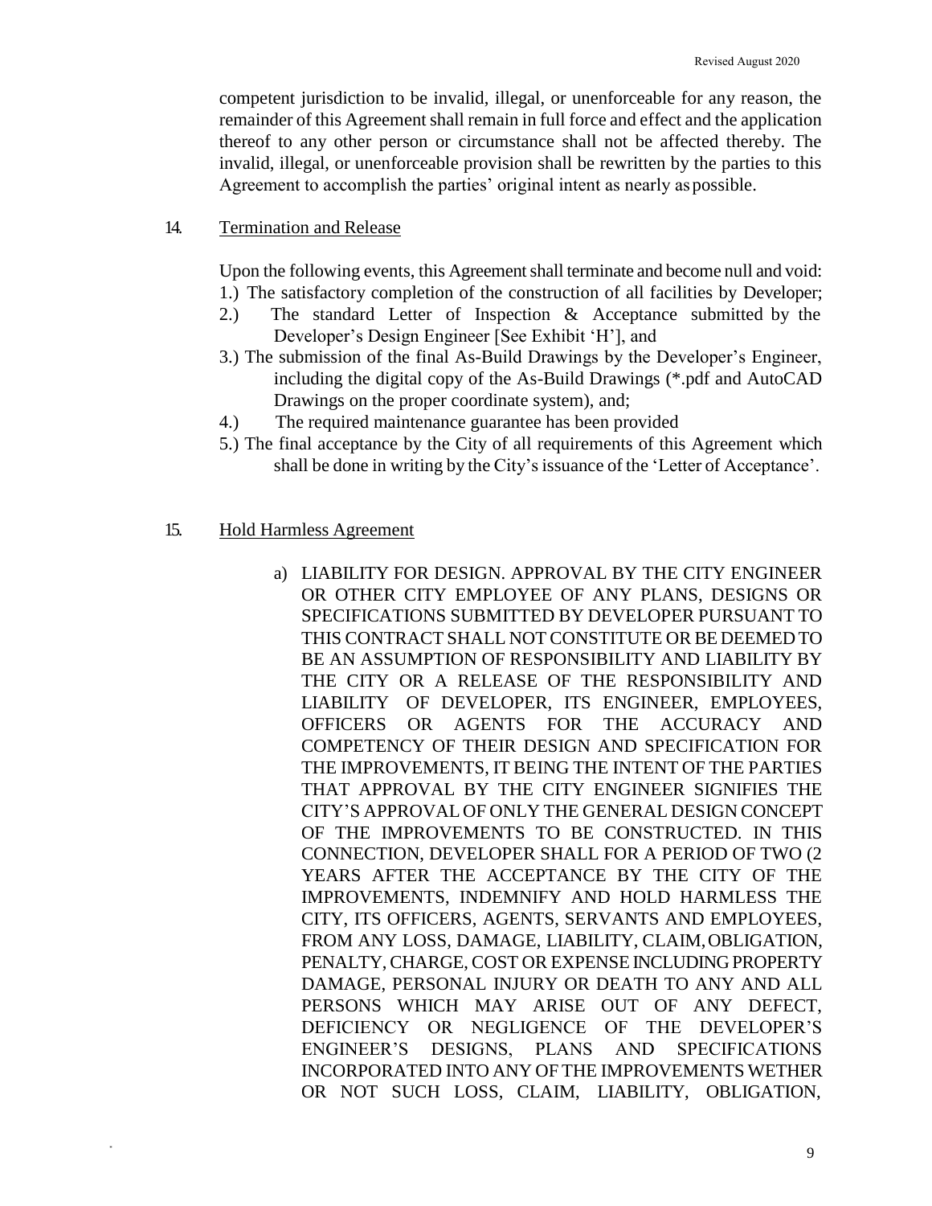competent jurisdiction to be invalid, illegal, or unenforceable for any reason, the remainder of this Agreement shall remain in full force and effect and the application thereof to any other person or circumstance shall not be affected thereby. The invalid, illegal, or unenforceable provision shall be rewritten by the parties to this Agreement to accomplish the parties' original intent as nearly as possible.

14. Termination and Release

Upon the following events, this Agreement shall terminate and become null and void:

1.) The satisfactory completion of the construction of all facilities by Developer;
2.) The standard Letter of Inspection & Acceptance submitted by the Developer's Design Engineer [See Exhibit 'H'], and
3.) The submission of the final As-Build Drawings by the Developer's Engineer, including the digital copy of the As-Build Drawings (*.pdf and AutoCAD Drawings on the proper coordinate system), and;
4.) The required maintenance guarantee has been provided
5.) The final acceptance by the City of all requirements of this Agreement which shall be done in writing by the City's issuance of the 'Letter of Acceptance'.

15. Hold Harmless Agreement

a) LIABILITY FOR DESIGN. APPROVAL BY THE CITY ENGINEER OR OTHER CITY EMPLOYEE OF ANY PLANS, DESIGNS OR SPECIFICATIONS SUBMITTED BY DEVELOPER PURSUANT TO THIS CONTRACT SHALL NOT CONSTITUTE OR BE DEEMED TO BE AN ASSUMPTION OF RESPONSIBILITY AND LIABILITY BY THE CITY OR A RELEASE OF THE RESPONSIBILITY AND LIABILITY OF DEVELOPER, ITS ENGINEER, EMPLOYEES, OFFICERS OR AGENTS FOR THE ACCURACY AND COMPETENCY OF THEIR DESIGN AND SPECIFICATION FOR THE IMPROVEMENTS, IT BEING THE INTENT OF THE PARTIES THAT APPROVAL BY THE CITY ENGINEER SIGNIFIES THE CITY'S APPROVAL OF ONLY THE GENERAL DESIGN CONCEPT OF THE IMPROVEMENTS TO BE CONSTRUCTED. IN THIS CONNECTION, DEVELOPER SHALL FOR A PERIOD OF TWO (2 YEARS AFTER THE ACCEPTANCE BY THE CITY OF THE IMPROVEMENTS, INDEMNIFY AND HOLD HARMLESS THE CITY, ITS OFFICERS, AGENTS, SERVANTS AND EMPLOYEES, FROM ANY LOSS, DAMAGE, LIABILITY, CLAIM, OBLIGATION, PENALTY, CHARGE, COST OR EXPENSE INCLUDING PROPERTY DAMAGE, PERSONAL INJURY OR DEATH TO ANY AND ALL PERSONS WHICH MAY ARISE OUT OF ANY DEFECT, DEFICIENCY OR NEGLIGENCE OF THE DEVELOPER'S ENGINEER'S DESIGNS, PLANS AND SPECIFICATIONS INCORPORATED INTO ANY OF THE IMPROVEMENTS WETHER OR NOT SUCH LOSS, CLAIM, LIABILITY, OBLIGATION,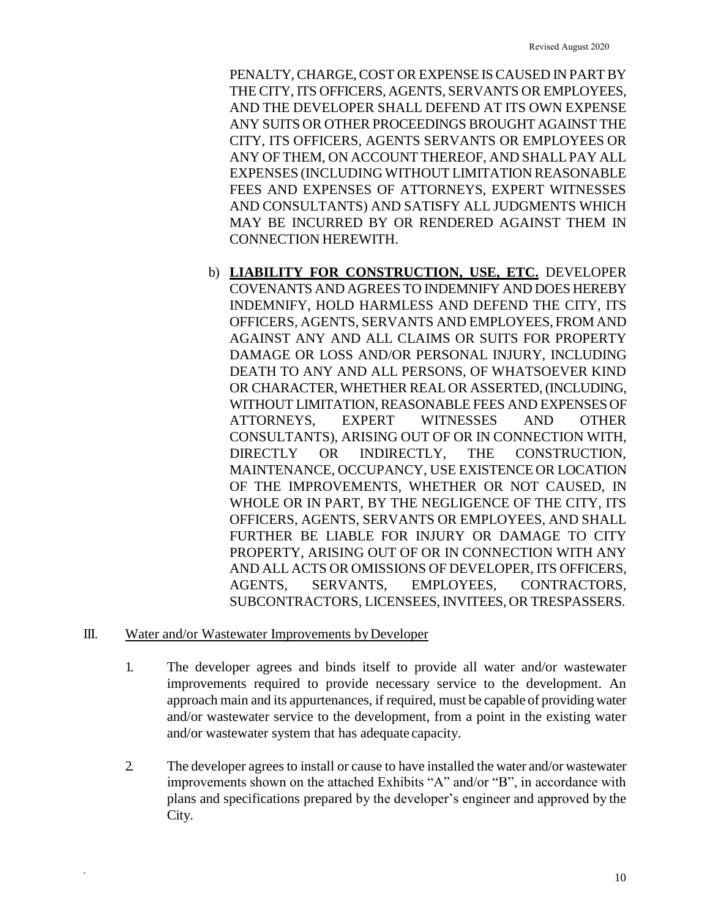PENALTY, CHARGE, COST OR EXPENSE IS CAUSED IN PART BY THE CITY, ITS OFFICERS, AGENTS, SERVANTS OR EMPLOYEES, AND THE DEVELOPER SHALL DEFEND AT ITS OWN EXPENSE ANY SUITS OR OTHER PROCEEDINGS BROUGHT AGAINST THE CITY, ITS OFFICERS, AGENTS SERVANTS OR EMPLOYEES OR ANY OF THEM, ON ACCOUNT THEREOF, AND SHALL PAY ALL EXPENSES (INCLUDING WITHOUT LIMITATION REASONABLE FEES AND EXPENSES OF ATTORNEYS, EXPERT WITNESSES AND CONSULTANTS) AND SATISFY ALL JUDGMENTS WHICH MAY BE INCURRED BY OR RENDERED AGAINST THEM IN CONNECTION HEREWITH.

b) **LIABILITY FOR CONSTRUCTION, USE, ETC.** DEVELOPER COVENANTS AND AGREES TO INDEMNIFY AND DOES HEREBY INDEMNIFY, HOLD HARMLESS AND DEFEND THE CITY, ITS OFFICERS, AGENTS, SERVANTS AND EMPLOYEES, FROM AND AGAINST ANY AND ALL CLAIMS OR SUITS FOR PROPERTY DAMAGE OR LOSS AND/OR PERSONAL INJURY, INCLUDING DEATH TO ANY AND ALL PERSONS, OF WHATSOEVER KIND OR CHARACTER, WHETHER REAL OR ASSERTED, (INCLUDING, WITHOUT LIMITATION, REASONABLE FEES AND EXPENSES OF ATTORNEYS, EXPERT WITNESSES AND OTHER CONSULTANTS), ARISING OUT OF OR IN CONNECTION WITH, DIRECTLY OR INDIRECTLY, THE CONSTRUCTION, MAINTENANCE, OCCUPANCY, USE EXISTENCE OR LOCATION OF THE IMPROVEMENTS, WHETHER OR NOT CAUSED, IN WHOLE OR IN PART, BY THE NEGLIGENCE OF THE CITY, ITS OFFICERS, AGENTS, SERVANTS OR EMPLOYEES, AND SHALL FURTHER BE LIABLE FOR INJURY OR DAMAGE TO CITY PROPERTY, ARISING OUT OF OR IN CONNECTION WITH ANY AND ALL ACTS OR OMISSIONS OF DEVELOPER, ITS OFFICERS, AGENTS, SERVANTS, EMPLOYEES, CONTRACTORS, SUBCONTRACTORS, LICENSEES, INVITEES, OR TRESPASSERS.

## III. Water and/or Wastewater Improvements by Developer

1. The developer agrees and binds itself to provide all water and/or wastewater improvements required to provide necessary service to the development. An approach main and its appurtenances, if required, must be capable of providing water and/or wastewater service to the development, from a point in the existing water and/or wastewater system that has adequate capacity.

2. The developer agrees to install or cause to have installed the water and/or wastewater improvements shown on the attached Exhibits "A" and/or "B", in accordance with plans and specifications prepared by the developer's engineer and approved by the City.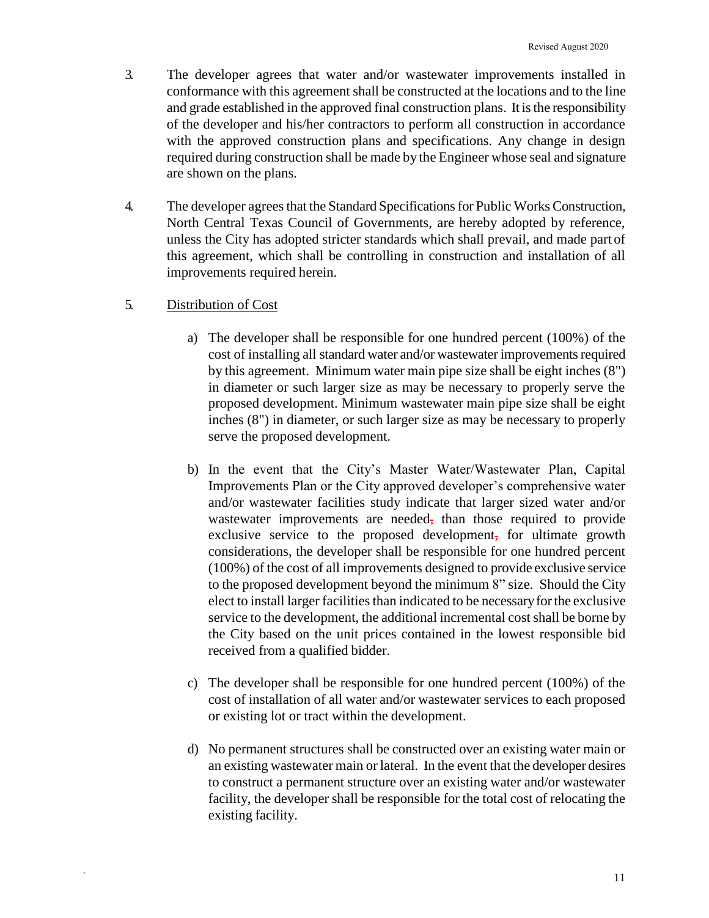3. The developer agrees that water and/or wastewater improvements installed in conformance with this agreement shall be constructed at the locations and to the line and grade established in the approved final construction plans. It is the responsibility of the developer and his/her contractors to perform all construction in accordance with the approved construction plans and specifications. Any change in design required during construction shall be made by the Engineer whose seal and signature are shown on the plans.

4. The developer agrees that the Standard Specifications for Public Works Construction, North Central Texas Council of Governments, are hereby adopted by reference, unless the City has adopted stricter standards which shall prevail, and made part of this agreement, which shall be controlling in construction and installation of all improvements required herein.

5. <u>Distribution of Cost</u>

   a) The developer shall be responsible for one hundred percent (100%) of the cost of installing all standard water and/or wastewater improvements required by this agreement. Minimum water main pipe size shall be eight inches (8") in diameter or such larger size as may be necessary to properly serve the proposed development. Minimum wastewater main pipe size shall be eight inches (8") in diameter, or such larger size as may be necessary to properly serve the proposed development.

   b) In the event that the City's Master Water/Wastewater Plan, Capital Improvements Plan or the City approved developer's comprehensive water and/or wastewater facilities study indicate that larger sized water and/or wastewater improvements are needed~~,~~ than those required to provide exclusive service to the proposed development~~,~~ for ultimate growth considerations, the developer shall be responsible for one hundred percent (100%) of the cost of all improvements designed to provide exclusive service to the proposed development beyond the minimum 8" size. Should the City elect to install larger facilities than indicated to be necessary for the exclusive service to the development, the additional incremental cost shall be borne by the City based on the unit prices contained in the lowest responsible bid received from a qualified bidder.

   c) The developer shall be responsible for one hundred percent (100%) of the cost of installation of all water and/or wastewater services to each proposed or existing lot or tract within the development.

   d) No permanent structures shall be constructed over an existing water main or an existing wastewater main or lateral. In the event that the developer desires to construct a permanent structure over an existing water and/or wastewater facility, the developer shall be responsible for the total cost of relocating the existing facility.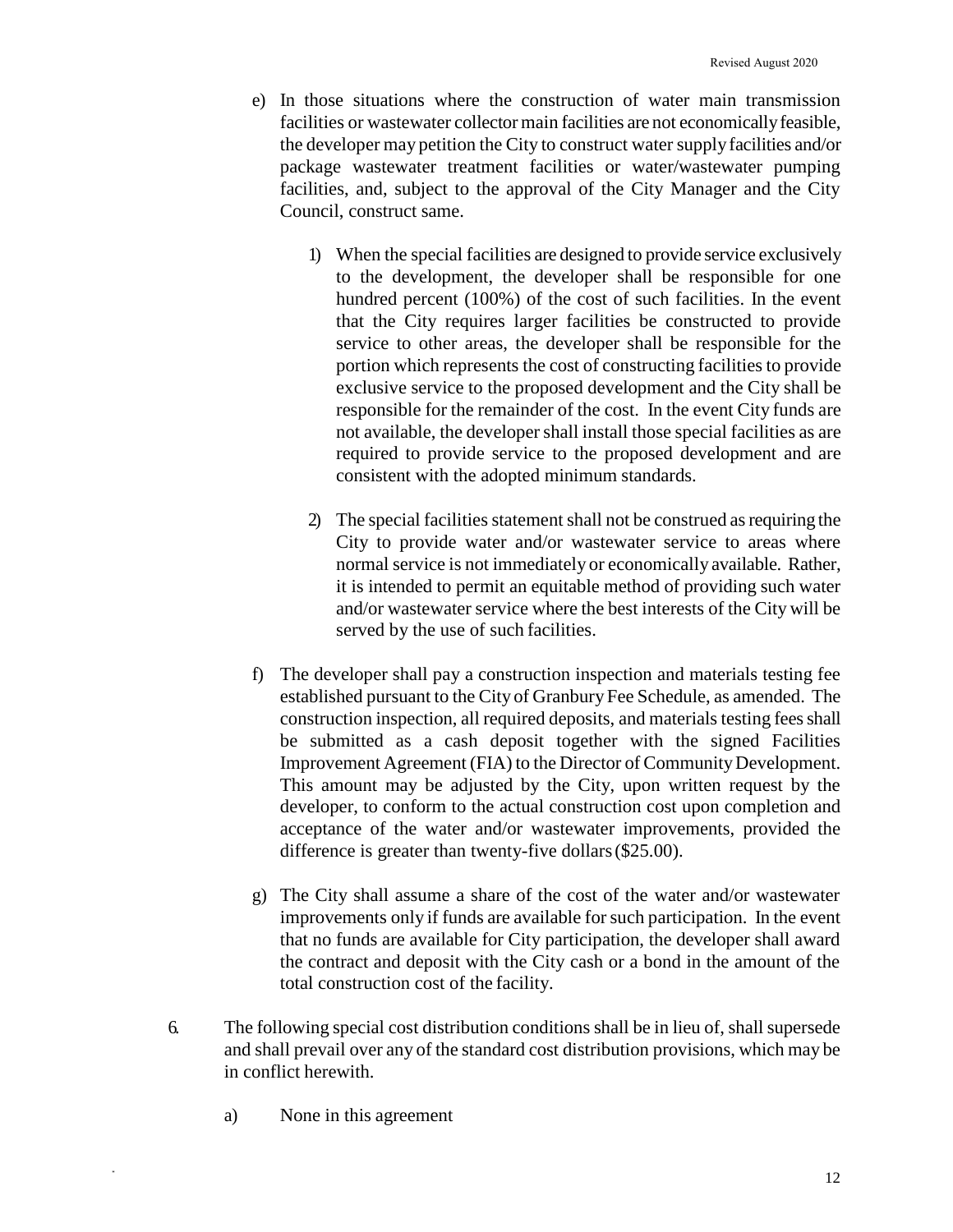e) In those situations where the construction of water main transmission facilities or wastewater collector main facilities are not economically feasible, the developer may petition the City to construct water supply facilities and/or package wastewater treatment facilities or water/wastewater pumping facilities, and, subject to the approval of the City Manager and the City Council, construct same.

   1) When the special facilities are designed to provide service exclusively to the development, the developer shall be responsible for one hundred percent (100%) of the cost of such facilities. In the event that the City requires larger facilities be constructed to provide service to other areas, the developer shall be responsible for the portion which represents the cost of constructing facilities to provide exclusive service to the proposed development and the City shall be responsible for the remainder of the cost. In the event City funds are not available, the developer shall install those special facilities as are required to provide service to the proposed development and are consistent with the adopted minimum standards.

   2) The special facilities statement shall not be construed as requiring the City to provide water and/or wastewater service to areas where normal service is not immediately or economically available. Rather, it is intended to permit an equitable method of providing such water and/or wastewater service where the best interests of the City will be served by the use of such facilities.

f) The developer shall pay a construction inspection and materials testing fee established pursuant to the City of Granbury Fee Schedule, as amended. The construction inspection, all required deposits, and materials testing fees shall be submitted as a cash deposit together with the signed Facilities Improvement Agreement (FIA) to the Director of Community Development. This amount may be adjusted by the City, upon written request by the developer, to conform to the actual construction cost upon completion and acceptance of the water and/or wastewater improvements, provided the difference is greater than twenty-five dollars (\$25.00).

g) The City shall assume a share of the cost of the water and/or wastewater improvements only if funds are available for such participation. In the event that no funds are available for City participation, the developer shall award the contract and deposit with the City cash or a bond in the amount of the total construction cost of the facility.

6. The following special cost distribution conditions shall be in lieu of, shall supersede and shall prevail over any of the standard cost distribution provisions, which may be in conflict herewith.

   a) None in this agreement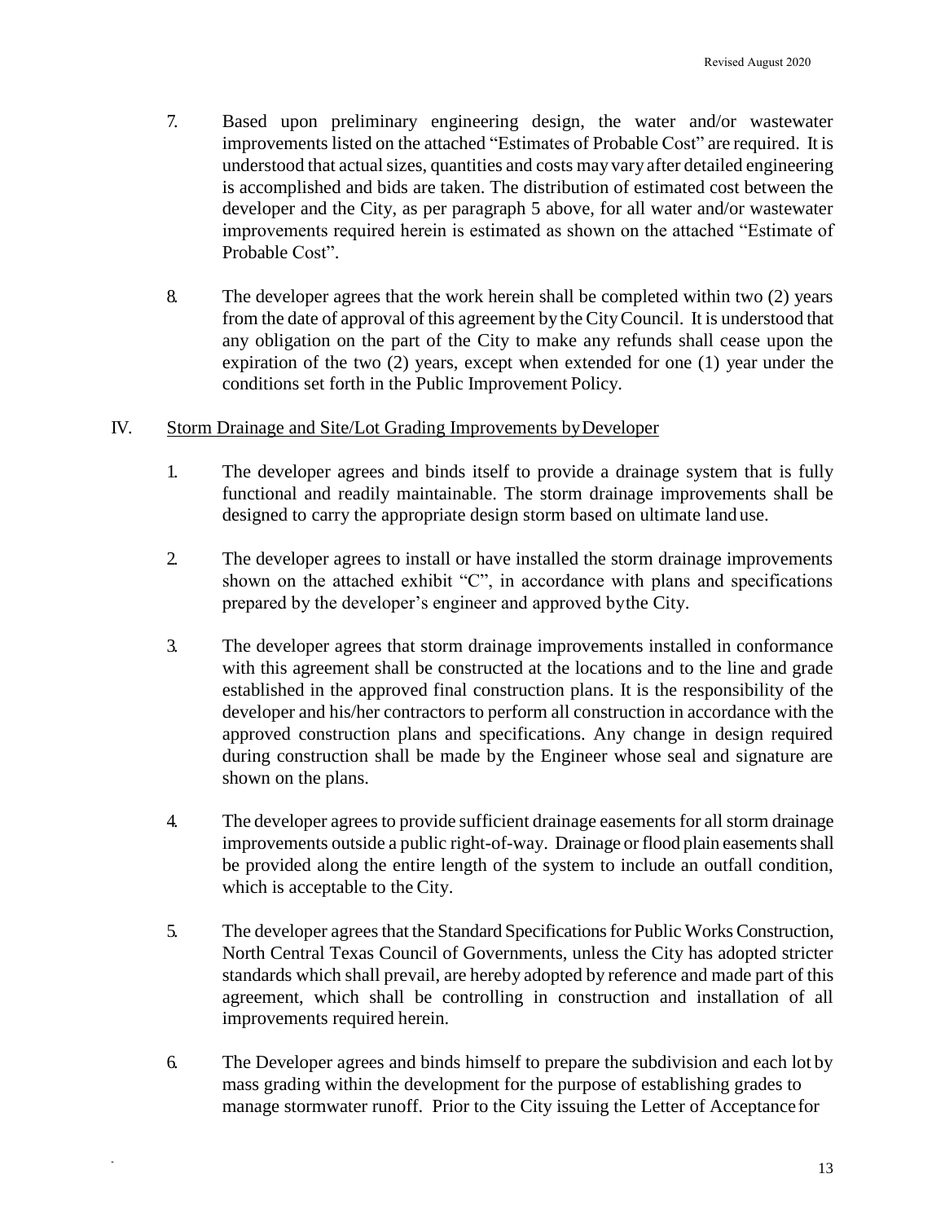7. Based upon preliminary engineering design, the water and/or wastewater improvements listed on the attached "Estimates of Probable Cost" are required. It is understood that actual sizes, quantities and costs may vary after detailed engineering is accomplished and bids are taken. The distribution of estimated cost between the developer and the City, as per paragraph 5 above, for all water and/or wastewater improvements required herein is estimated as shown on the attached "Estimate of Probable Cost".

8. The developer agrees that the work herein shall be completed within two (2) years from the date of approval of this agreement by the City Council. It is understood that any obligation on the part of the City to make any refunds shall cease upon the expiration of the two (2) years, except when extended for one (1) year under the conditions set forth in the Public Improvement Policy.

## IV. Storm Drainage and Site/Lot Grading Improvements by Developer

1. The developer agrees and binds itself to provide a drainage system that is fully functional and readily maintainable. The storm drainage improvements shall be designed to carry the appropriate design storm based on ultimate land use.

2. The developer agrees to install or have installed the storm drainage improvements shown on the attached exhibit "C", in accordance with plans and specifications prepared by the developer's engineer and approved by the City.

3. The developer agrees that storm drainage improvements installed in conformance with this agreement shall be constructed at the locations and to the line and grade established in the approved final construction plans. It is the responsibility of the developer and his/her contractors to perform all construction in accordance with the approved construction plans and specifications. Any change in design required during construction shall be made by the Engineer whose seal and signature are shown on the plans.

4. The developer agrees to provide sufficient drainage easements for all storm drainage improvements outside a public right-of-way. Drainage or flood plain easements shall be provided along the entire length of the system to include an outfall condition, which is acceptable to the City.

5. The developer agrees that the Standard Specifications for Public Works Construction, North Central Texas Council of Governments, unless the City has adopted stricter standards which shall prevail, are hereby adopted by reference and made part of this agreement, which shall be controlling in construction and installation of all improvements required herein.

6. The Developer agrees and binds himself to prepare the subdivision and each lot by mass grading within the development for the purpose of establishing grades to manage stormwater runoff. Prior to the City issuing the Letter of Acceptance for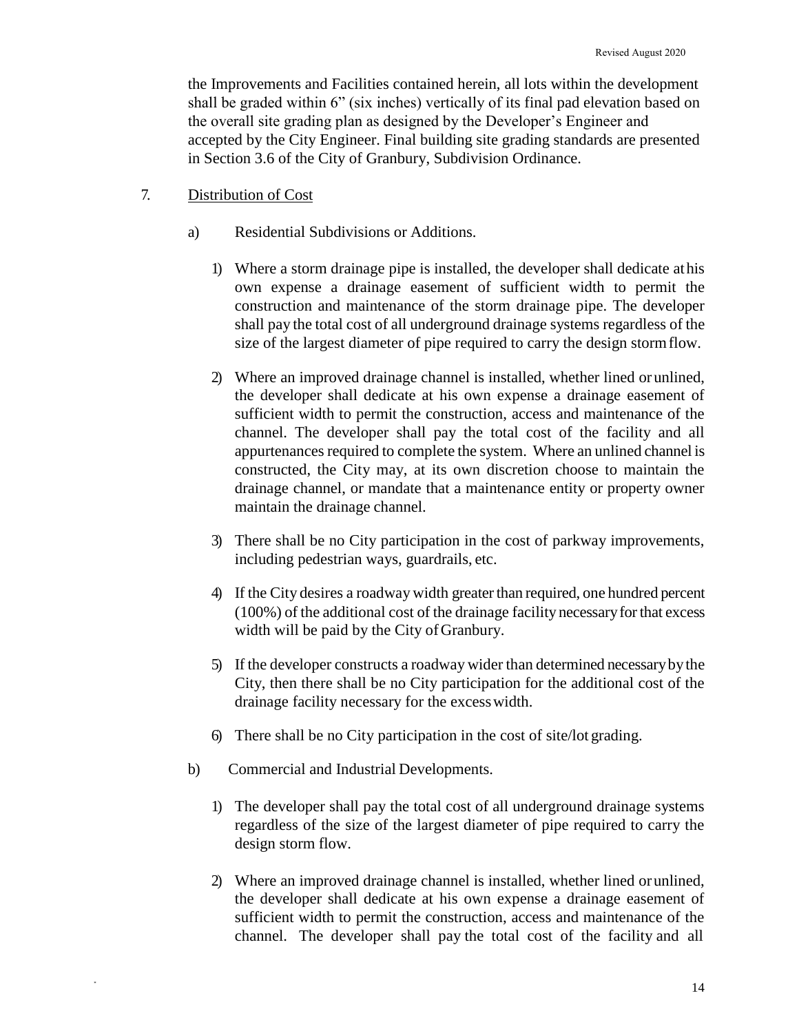the Improvements and Facilities contained herein, all lots within the development shall be graded within 6" (six inches) vertically of its final pad elevation based on the overall site grading plan as designed by the Developer's Engineer and accepted by the City Engineer. Final building site grading standards are presented in Section 3.6 of the City of Granbury, Subdivision Ordinance.

7. <u>Distribution of Cost</u>

   a) Residential Subdivisions or Additions.

      1) Where a storm drainage pipe is installed, the developer shall dedicate at his own expense a drainage easement of sufficient width to permit the construction and maintenance of the storm drainage pipe. The developer shall pay the total cost of all underground drainage systems regardless of the size of the largest diameter of pipe required to carry the design storm flow.

      2) Where an improved drainage channel is installed, whether lined or unlined, the developer shall dedicate at his own expense a drainage easement of sufficient width to permit the construction, access and maintenance of the channel. The developer shall pay the total cost of the facility and all appurtenances required to complete the system. Where an unlined channel is constructed, the City may, at its own discretion choose to maintain the drainage channel, or mandate that a maintenance entity or property owner maintain the drainage channel.

      3) There shall be no City participation in the cost of parkway improvements, including pedestrian ways, guardrails, etc.

      4) If the City desires a roadway width greater than required, one hundred percent (100%) of the additional cost of the drainage facility necessary for that excess width will be paid by the City of Granbury.

      5) If the developer constructs a roadway wider than determined necessary by the City, then there shall be no City participation for the additional cost of the drainage facility necessary for the excess width.

      6) There shall be no City participation in the cost of site/lot grading.

   b) Commercial and Industrial Developments.

      1) The developer shall pay the total cost of all underground drainage systems regardless of the size of the largest diameter of pipe required to carry the design storm flow.

      2) Where an improved drainage channel is installed, whether lined or unlined, the developer shall dedicate at his own expense a drainage easement of sufficient width to permit the construction, access and maintenance of the channel. The developer shall pay the total cost of the facility and all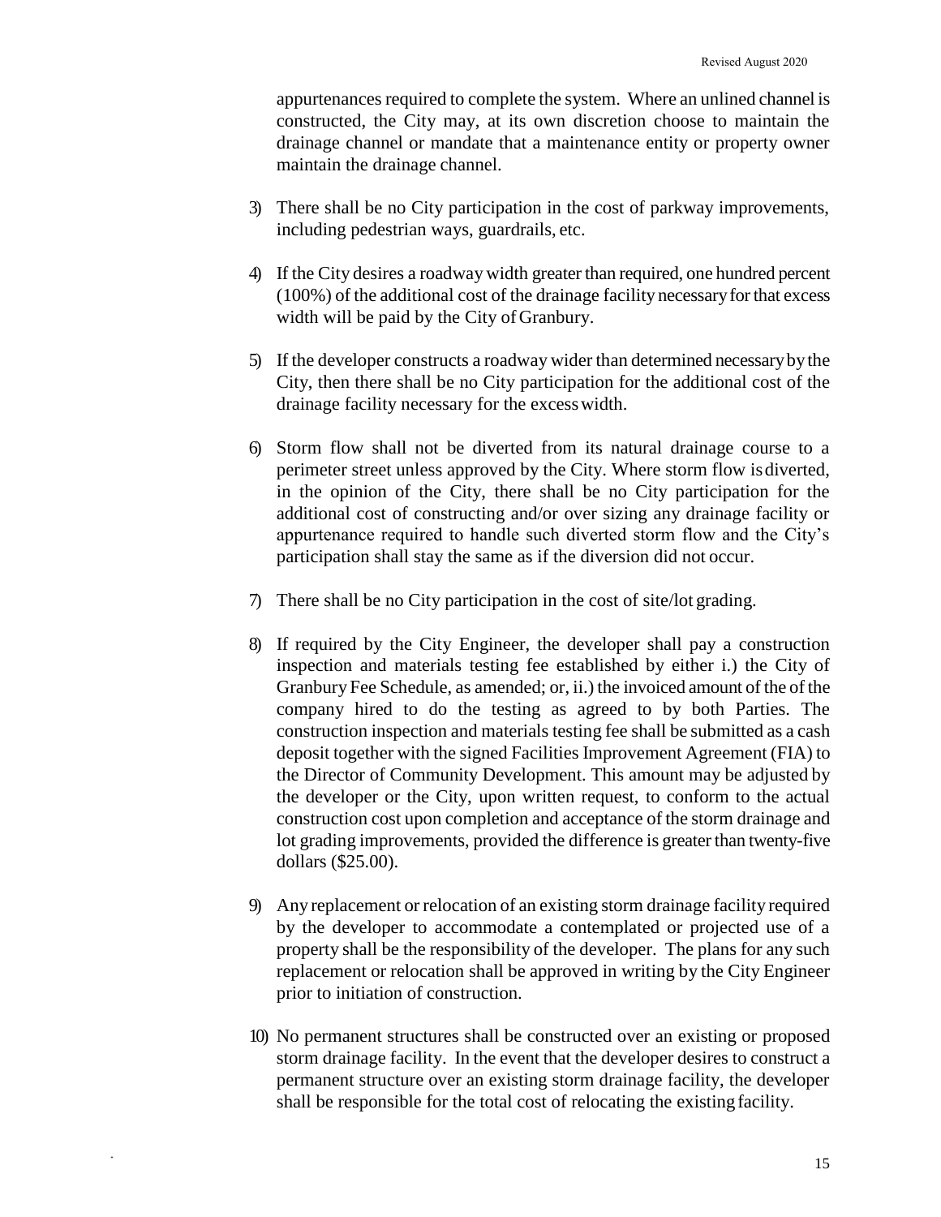appurtenances required to complete the system. Where an unlined channel is constructed, the City may, at its own discretion choose to maintain the drainage channel or mandate that a maintenance entity or property owner maintain the drainage channel.

3) There shall be no City participation in the cost of parkway improvements, including pedestrian ways, guardrails, etc.

4) If the City desires a roadway width greater than required, one hundred percent (100%) of the additional cost of the drainage facility necessary for that excess width will be paid by the City of Granbury.

5) If the developer constructs a roadway wider than determined necessary by the City, then there shall be no City participation for the additional cost of the drainage facility necessary for the excess width.

6) Storm flow shall not be diverted from its natural drainage course to a perimeter street unless approved by the City. Where storm flow is diverted, in the opinion of the City, there shall be no City participation for the additional cost of constructing and/or over sizing any drainage facility or appurtenance required to handle such diverted storm flow and the City's participation shall stay the same as if the diversion did not occur.

7) There shall be no City participation in the cost of site/lot grading.

8) If required by the City Engineer, the developer shall pay a construction inspection and materials testing fee established by either i.) the City of Granbury Fee Schedule, as amended; or, ii.) the invoiced amount of the of the company hired to do the testing as agreed to by both Parties. The construction inspection and materials testing fee shall be submitted as a cash deposit together with the signed Facilities Improvement Agreement (FIA) to the Director of Community Development. This amount may be adjusted by the developer or the City, upon written request, to conform to the actual construction cost upon completion and acceptance of the storm drainage and lot grading improvements, provided the difference is greater than twenty-five dollars ($25.00).

9) Any replacement or relocation of an existing storm drainage facility required by the developer to accommodate a contemplated or projected use of a property shall be the responsibility of the developer. The plans for any such replacement or relocation shall be approved in writing by the City Engineer prior to initiation of construction.

10) No permanent structures shall be constructed over an existing or proposed storm drainage facility. In the event that the developer desires to construct a permanent structure over an existing storm drainage facility, the developer shall be responsible for the total cost of relocating the existing facility.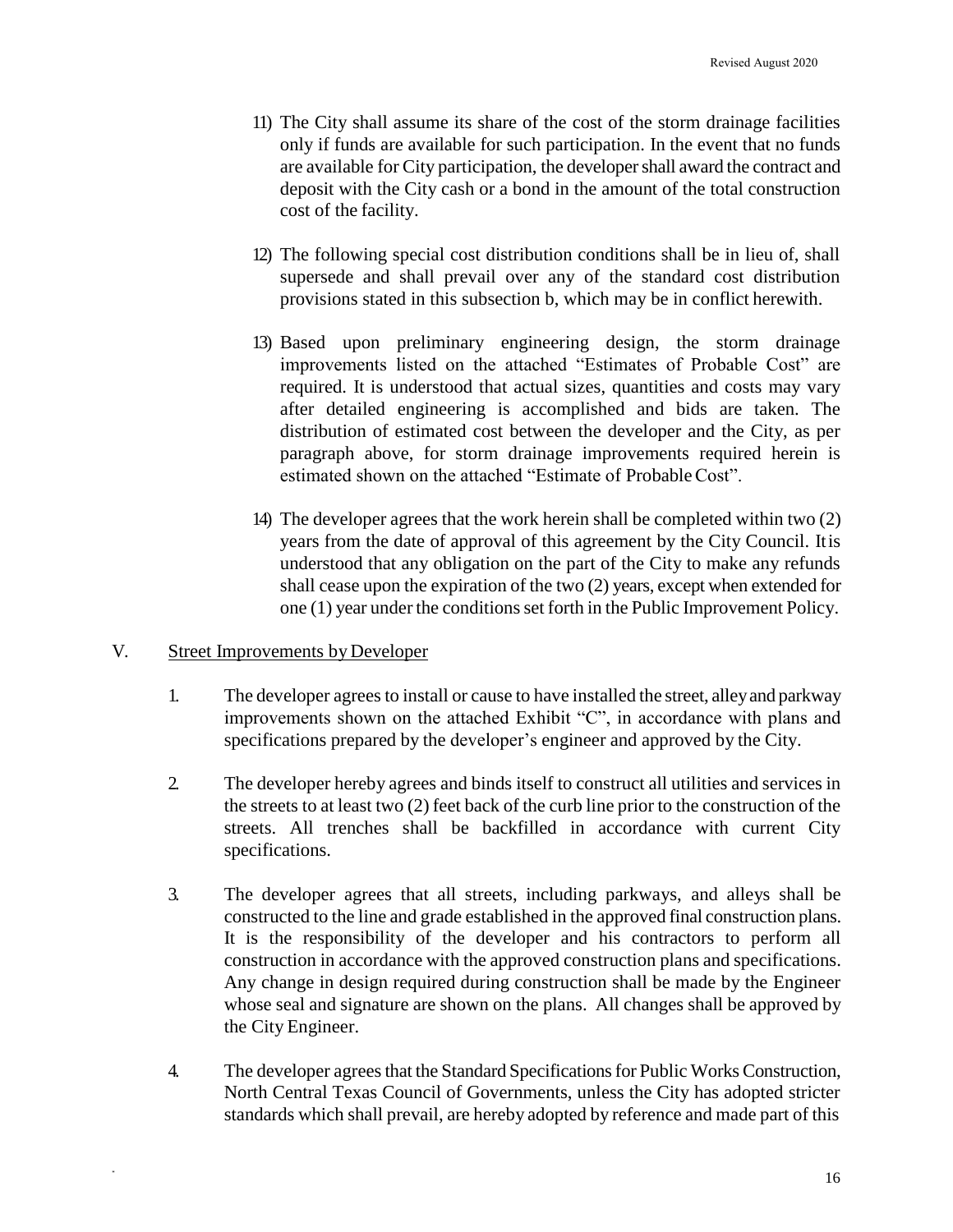11) The City shall assume its share of the cost of the storm drainage facilities only if funds are available for such participation. In the event that no funds are available for City participation, the developer shall award the contract and deposit with the City cash or a bond in the amount of the total construction cost of the facility.

12) The following special cost distribution conditions shall be in lieu of, shall supersede and shall prevail over any of the standard cost distribution provisions stated in this subsection b, which may be in conflict herewith.

13) Based upon preliminary engineering design, the storm drainage improvements listed on the attached "Estimates of Probable Cost" are required. It is understood that actual sizes, quantities and costs may vary after detailed engineering is accomplished and bids are taken. The distribution of estimated cost between the developer and the City, as per paragraph above, for storm drainage improvements required herein is estimated shown on the attached "Estimate of Probable Cost".

14) The developer agrees that the work herein shall be completed within two (2) years from the date of approval of this agreement by the City Council. It is understood that any obligation on the part of the City to make any refunds shall cease upon the expiration of the two (2) years, except when extended for one (1) year under the conditions set forth in the Public Improvement Policy.

## V. Street Improvements by Developer

1. The developer agrees to install or cause to have installed the street, alley and parkway improvements shown on the attached Exhibit "C", in accordance with plans and specifications prepared by the developer's engineer and approved by the City.

2. The developer hereby agrees and binds itself to construct all utilities and services in the streets to at least two (2) feet back of the curb line prior to the construction of the streets. All trenches shall be backfilled in accordance with current City specifications.

3. The developer agrees that all streets, including parkways, and alleys shall be constructed to the line and grade established in the approved final construction plans. It is the responsibility of the developer and his contractors to perform all construction in accordance with the approved construction plans and specifications. Any change in design required during construction shall be made by the Engineer whose seal and signature are shown on the plans. All changes shall be approved by the City Engineer.

4. The developer agrees that the Standard Specifications for Public Works Construction, North Central Texas Council of Governments, unless the City has adopted stricter standards which shall prevail, are hereby adopted by reference and made part of this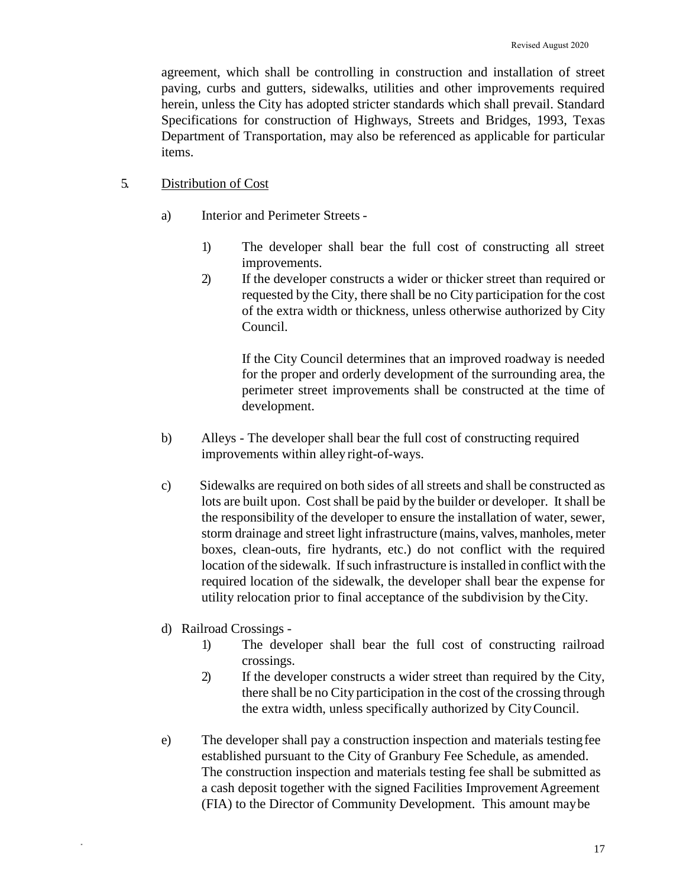agreement, which shall be controlling in construction and installation of street paving, curbs and gutters, sidewalks, utilities and other improvements required herein, unless the City has adopted stricter standards which shall prevail. Standard Specifications for construction of Highways, Streets and Bridges, 1993, Texas Department of Transportation, may also be referenced as applicable for particular items.

5. <u>Distribution of Cost</u>

   a) Interior and Perimeter Streets -

      1) The developer shall bear the full cost of constructing all street improvements.
      2) If the developer constructs a wider or thicker street than required or requested by the City, there shall be no City participation for the cost of the extra width or thickness, unless otherwise authorized by City Council.

         If the City Council determines that an improved roadway is needed for the proper and orderly development of the surrounding area, the perimeter street improvements shall be constructed at the time of development.

   b) Alleys - The developer shall bear the full cost of constructing required improvements within alley right-of-ways.

   c) Sidewalks are required on both sides of all streets and shall be constructed as lots are built upon. Cost shall be paid by the builder or developer. It shall be the responsibility of the developer to ensure the installation of water, sewer, storm drainage and street light infrastructure (mains, valves, manholes, meter boxes, clean-outs, fire hydrants, etc.) do not conflict with the required location of the sidewalk. If such infrastructure is installed in conflict with the required location of the sidewalk, the developer shall bear the expense for utility relocation prior to final acceptance of the subdivision by the City.

   d) Railroad Crossings -

      1) The developer shall bear the full cost of constructing railroad crossings.
      2) If the developer constructs a wider street than required by the City, there shall be no City participation in the cost of the crossing through the extra width, unless specifically authorized by City Council.

   e) The developer shall pay a construction inspection and materials testing fee established pursuant to the City of Granbury Fee Schedule, as amended. The construction inspection and materials testing fee shall be submitted as a cash deposit together with the signed Facilities Improvement Agreement (FIA) to the Director of Community Development. This amount may be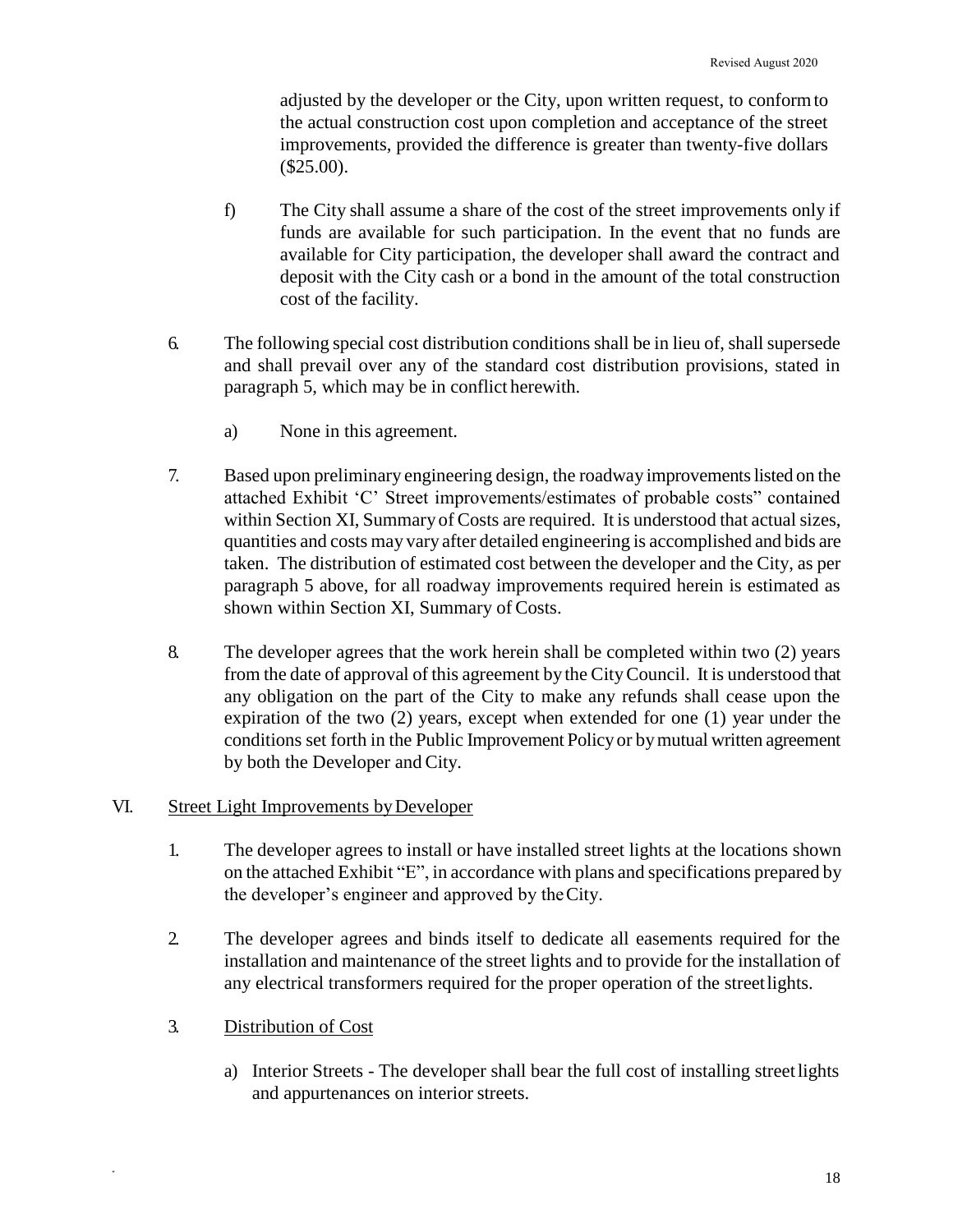adjusted by the developer or the City, upon written request, to conform to the actual construction cost upon completion and acceptance of the street improvements, provided the difference is greater than twenty-five dollars ($25.00).

f) The City shall assume a share of the cost of the street improvements only if funds are available for such participation. In the event that no funds are available for City participation, the developer shall award the contract and deposit with the City cash or a bond in the amount of the total construction cost of the facility.

6. The following special cost distribution conditions shall be in lieu of, shall supersede and shall prevail over any of the standard cost distribution provisions, stated in paragraph 5, which may be in conflict herewith.

   a) None in this agreement.

7. Based upon preliminary engineering design, the roadway improvements listed on the attached Exhibit 'C' Street improvements/estimates of probable costs" contained within Section XI, Summary of Costs are required. It is understood that actual sizes, quantities and costs may vary after detailed engineering is accomplished and bids are taken. The distribution of estimated cost between the developer and the City, as per paragraph 5 above, for all roadway improvements required herein is estimated as shown within Section XI, Summary of Costs.

8. The developer agrees that the work herein shall be completed within two (2) years from the date of approval of this agreement by the City Council. It is understood that any obligation on the part of the City to make any refunds shall cease upon the expiration of the two (2) years, except when extended for one (1) year under the conditions set forth in the Public Improvement Policy or by mutual written agreement by both the Developer and City.

VI. Street Light Improvements by Developer

1. The developer agrees to install or have installed street lights at the locations shown on the attached Exhibit "E", in accordance with plans and specifications prepared by the developer's engineer and approved by the City.

2. The developer agrees and binds itself to dedicate all easements required for the installation and maintenance of the street lights and to provide for the installation of any electrical transformers required for the proper operation of the street lights.

3. Distribution of Cost

   a) Interior Streets - The developer shall bear the full cost of installing street lights and appurtenances on interior streets.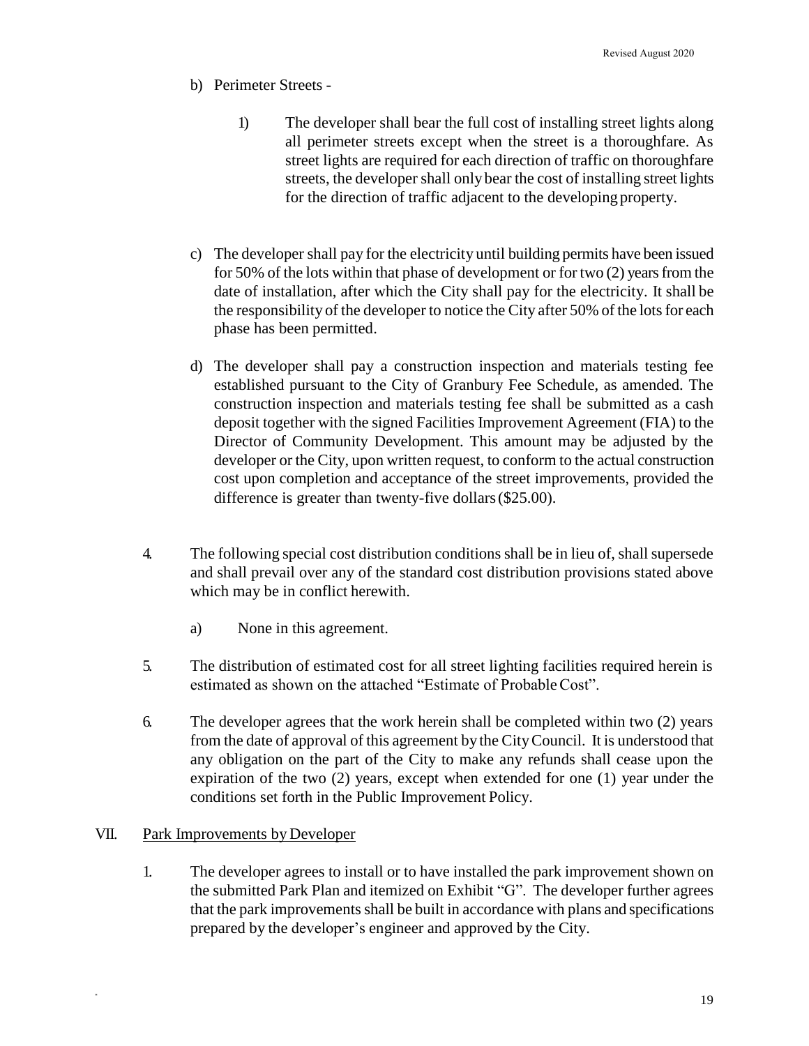b) Perimeter Streets -

   1) The developer shall bear the full cost of installing street lights along all perimeter streets except when the street is a thoroughfare. As street lights are required for each direction of traffic on thoroughfare streets, the developer shall only bear the cost of installing street lights for the direction of traffic adjacent to the developing property.

c) The developer shall pay for the electricity until building permits have been issued for 50% of the lots within that phase of development or for two (2) years from the date of installation, after which the City shall pay for the electricity. It shall be the responsibility of the developer to notice the City after 50% of the lots for each phase has been permitted.

d) The developer shall pay a construction inspection and materials testing fee established pursuant to the City of Granbury Fee Schedule, as amended. The construction inspection and materials testing fee shall be submitted as a cash deposit together with the signed Facilities Improvement Agreement (FIA) to the Director of Community Development. This amount may be adjusted by the developer or the City, upon written request, to conform to the actual construction cost upon completion and acceptance of the street improvements, provided the difference is greater than twenty-five dollars ($25.00).

4. The following special cost distribution conditions shall be in lieu of, shall supersede and shall prevail over any of the standard cost distribution provisions stated above which may be in conflict herewith.

   a) None in this agreement.

5. The distribution of estimated cost for all street lighting facilities required herein is estimated as shown on the attached "Estimate of Probable Cost".

6. The developer agrees that the work herein shall be completed within two (2) years from the date of approval of this agreement by the City Council. It is understood that any obligation on the part of the City to make any refunds shall cease upon the expiration of the two (2) years, except when extended for one (1) year under the conditions set forth in the Public Improvement Policy.

## VII. Park Improvements by Developer

1. The developer agrees to install or to have installed the park improvement shown on the submitted Park Plan and itemized on Exhibit "G". The developer further agrees that the park improvements shall be built in accordance with plans and specifications prepared by the developer's engineer and approved by the City.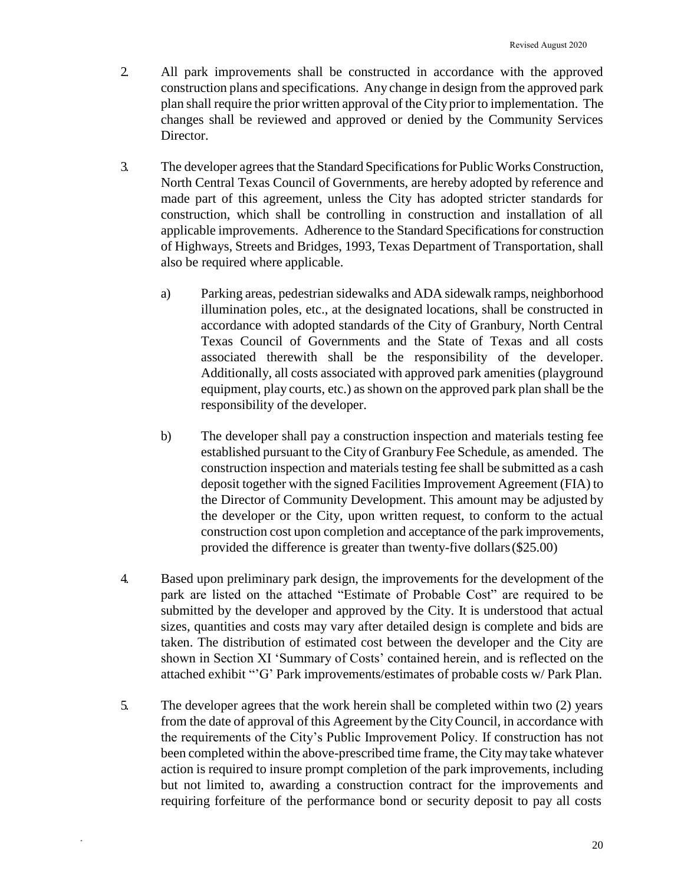2. All park improvements shall be constructed in accordance with the approved construction plans and specifications. Any change in design from the approved park plan shall require the prior written approval of the City prior to implementation. The changes shall be reviewed and approved or denied by the Community Services Director.

3. The developer agrees that the Standard Specifications for Public Works Construction, North Central Texas Council of Governments, are hereby adopted by reference and made part of this agreement, unless the City has adopted stricter standards for construction, which shall be controlling in construction and installation of all applicable improvements. Adherence to the Standard Specifications for construction of Highways, Streets and Bridges, 1993, Texas Department of Transportation, shall also be required where applicable.

    a) Parking areas, pedestrian sidewalks and ADA sidewalk ramps, neighborhood illumination poles, etc., at the designated locations, shall be constructed in accordance with adopted standards of the City of Granbury, North Central Texas Council of Governments and the State of Texas and all costs associated therewith shall be the responsibility of the developer. Additionally, all costs associated with approved park amenities (playground equipment, play courts, etc.) as shown on the approved park plan shall be the responsibility of the developer.

    b) The developer shall pay a construction inspection and materials testing fee established pursuant to the City of Granbury Fee Schedule, as amended. The construction inspection and materials testing fee shall be submitted as a cash deposit together with the signed Facilities Improvement Agreement (FIA) to the Director of Community Development. This amount may be adjusted by the developer or the City, upon written request, to conform to the actual construction cost upon completion and acceptance of the park improvements, provided the difference is greater than twenty-five dollars (\$25.00)

4. Based upon preliminary park design, the improvements for the development of the park are listed on the attached "Estimate of Probable Cost" are required to be submitted by the developer and approved by the City. It is understood that actual sizes, quantities and costs may vary after detailed design is complete and bids are taken. The distribution of estimated cost between the developer and the City are shown in Section XI 'Summary of Costs' contained herein, and is reflected on the attached exhibit "'G' Park improvements/estimates of probable costs w/ Park Plan.

5. The developer agrees that the work herein shall be completed within two (2) years from the date of approval of this Agreement by the City Council, in accordance with the requirements of the City's Public Improvement Policy. If construction has not been completed within the above-prescribed time frame, the City may take whatever action is required to insure prompt completion of the park improvements, including but not limited to, awarding a construction contract for the improvements and requiring forfeiture of the performance bond or security deposit to pay all costs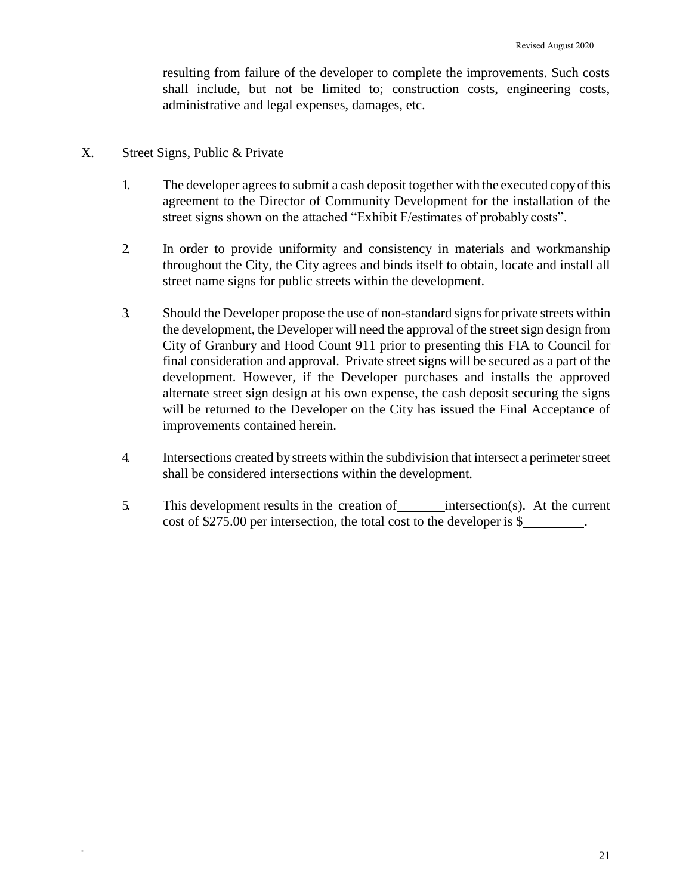resulting from failure of the developer to complete the improvements. Such costs shall include, but not be limited to; construction costs, engineering costs, administrative and legal expenses, damages, etc.

## X. Street Signs, Public & Private

1. The developer agrees to submit a cash deposit together with the executed copy of this agreement to the Director of Community Development for the installation of the street signs shown on the attached "Exhibit F/estimates of probably costs".

2. In order to provide uniformity and consistency in materials and workmanship throughout the City, the City agrees and binds itself to obtain, locate and install all street name signs for public streets within the development.

3. Should the Developer propose the use of non-standard signs for private streets within the development, the Developer will need the approval of the street sign design from City of Granbury and Hood Count 911 prior to presenting this FIA to Council for final consideration and approval. Private street signs will be secured as a part of the development. However, if the Developer purchases and installs the approved alternate street sign design at his own expense, the cash deposit securing the signs will be returned to the Developer on the City has issued the Final Acceptance of improvements contained herein.

4. Intersections created by streets within the subdivision that intersect a perimeter street shall be considered intersections within the development.

5. This development results in the creation of _______ intersection(s). At the current cost of $275.00 per intersection, the total cost to the developer is $_________.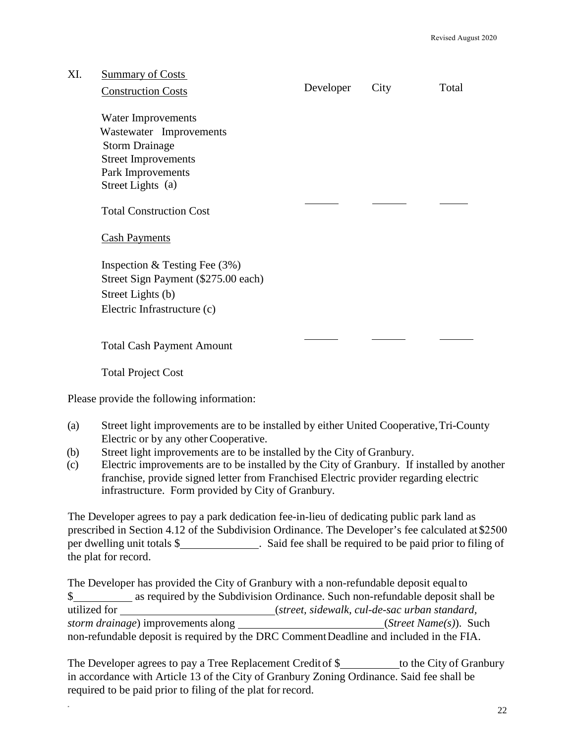## XI. Summary of Costs

| Construction Costs | Developer | City | Total |
|---|---|---|---|
| Water Improvements | | | |
| Wastewater Improvements | | | |
| Storm Drainage | | | |
| Street Improvements | | | |
| Park Improvements | | | |
| Street Lights (a) | | | |
| Total Construction Cost | ______ | ______ | ______ |
| **Cash Payments** | | | |
| Inspection & Testing Fee (3%) | | | |
| Street Sign Payment ($275.00 each) | | | |
| Street Lights (b) | | | |
| Electric Infrastructure (c) | | | |
| Total Cash Payment Amount | ______ | ______ | ______ |
| Total Project Cost | | | |

Please provide the following information:

(a) Street light improvements are to be installed by either United Cooperative, Tri-County Electric or by any other Cooperative.

(b) Street light improvements are to be installed by the City of Granbury.

(c) Electric improvements are to be installed by the City of Granbury. If installed by another franchise, provide signed letter from Franchised Electric provider regarding electric infrastructure. Form provided by City of Granbury.

The Developer agrees to pay a park dedication fee-in-lieu of dedicating public park land as prescribed in Section 4.12 of the Subdivision Ordinance. The Developer's fee calculated at $2500 per dwelling unit totals $______________. Said fee shall be required to be paid prior to filing of the plat for record.

The Developer has provided the City of Granbury with a non-refundable deposit equal to $__________ as required by the Subdivision Ordinance. Such non-refundable deposit shall be utilized for ___________________________(*street, sidewalk, cul-de-sac urban standard, storm drainage*) improvements along __________________________(*Street Name(s)*). Such non-refundable deposit is required by the DRC Comment Deadline and included in the FIA.

The Developer agrees to pay a Tree Replacement Credit of $__________to the City of Granbury in accordance with Article 13 of the City of Granbury Zoning Ordinance. Said fee shall be required to be paid prior to filing of the plat for record.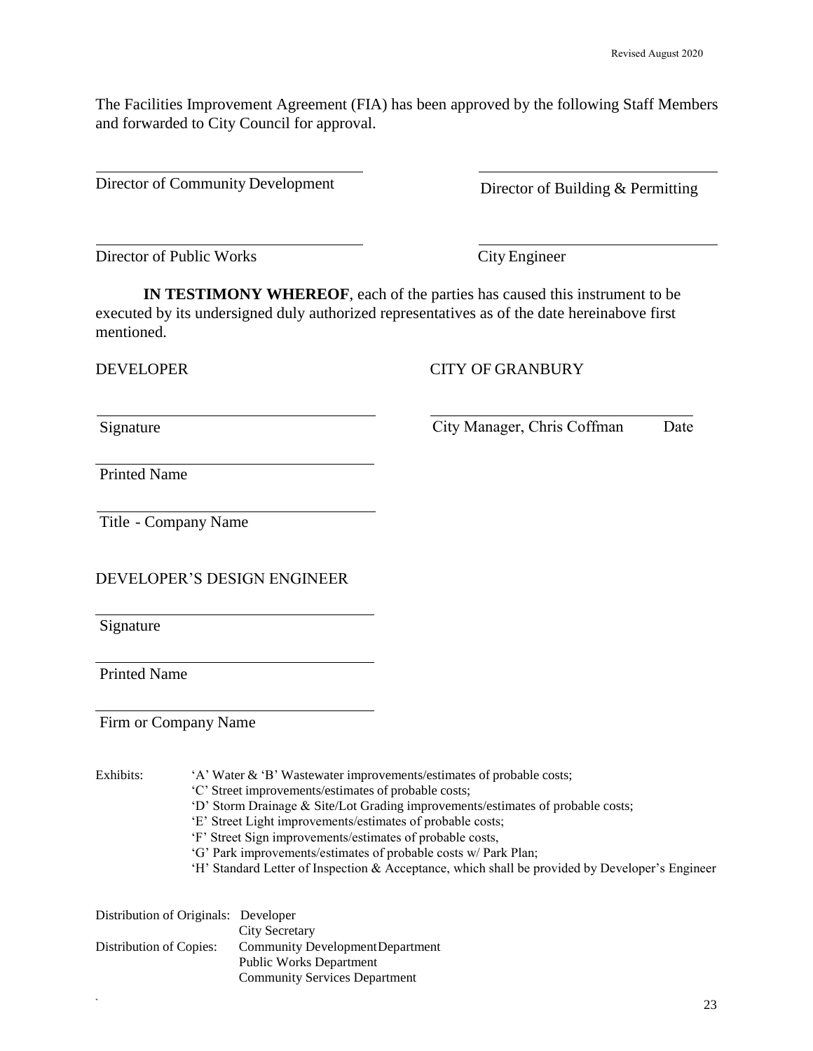The Facilities Improvement Agreement (FIA) has been approved by the following Staff Members and forwarded to City Council for approval.

\_\_\_\_\_\_\_\_\_\_\_\_\_\_\_\_\_\_\_\_\_\_\_\_\_\_\_\_\_\_
Director of Community Development

\_\_\_\_\_\_\_\_\_\_\_\_\_\_\_\_\_\_\_\_\_\_\_\_\_\_\_\_\_\_
Director of Building & Permitting

\_\_\_\_\_\_\_\_\_\_\_\_\_\_\_\_\_\_\_\_\_\_\_\_\_\_\_\_\_\_
Director of Public Works

\_\_\_\_\_\_\_\_\_\_\_\_\_\_\_\_\_\_\_\_\_\_\_\_\_\_\_\_\_\_
City Engineer

**IN TESTIMONY WHEREOF**, each of the parties has caused this instrument to be executed by its undersigned duly authorized representatives as of the date hereinabove first mentioned.

DEVELOPER

\_\_\_\_\_\_\_\_\_\_\_\_\_\_\_\_\_\_\_\_\_\_\_\_\_\_\_\_\_\_
Signature

\_\_\_\_\_\_\_\_\_\_\_\_\_\_\_\_\_\_\_\_\_\_\_\_\_\_\_\_\_\_
Printed Name

\_\_\_\_\_\_\_\_\_\_\_\_\_\_\_\_\_\_\_\_\_\_\_\_\_\_\_\_\_\_
Title - Company Name

CITY OF GRANBURY

\_\_\_\_\_\_\_\_\_\_\_\_\_\_\_\_\_\_\_\_\_\_\_\_\_\_\_\_\_\_
City Manager, Chris Coffman Date

DEVELOPER'S DESIGN ENGINEER

\_\_\_\_\_\_\_\_\_\_\_\_\_\_\_\_\_\_\_\_\_\_\_\_\_\_\_\_\_\_
Signature

\_\_\_\_\_\_\_\_\_\_\_\_\_\_\_\_\_\_\_\_\_\_\_\_\_\_\_\_\_\_
Printed Name

\_\_\_\_\_\_\_\_\_\_\_\_\_\_\_\_\_\_\_\_\_\_\_\_\_\_\_\_\_\_
Firm or Company Name

Exhibits:
- 'A' Water & 'B' Wastewater improvements/estimates of probable costs;
- 'C' Street improvements/estimates of probable costs;
- 'D' Storm Drainage & Site/Lot Grading improvements/estimates of probable costs;
- 'E' Street Light improvements/estimates of probable costs;
- 'F' Street Sign improvements/estimates of probable costs,
- 'G' Park improvements/estimates of probable costs w/ Park Plan;
- 'H' Standard Letter of Inspection & Acceptance, which shall be provided by Developer's Engineer

Distribution of Originals: Developer
City Secretary

Distribution of Copies: Community Development Department
Public Works Department
Community Services Department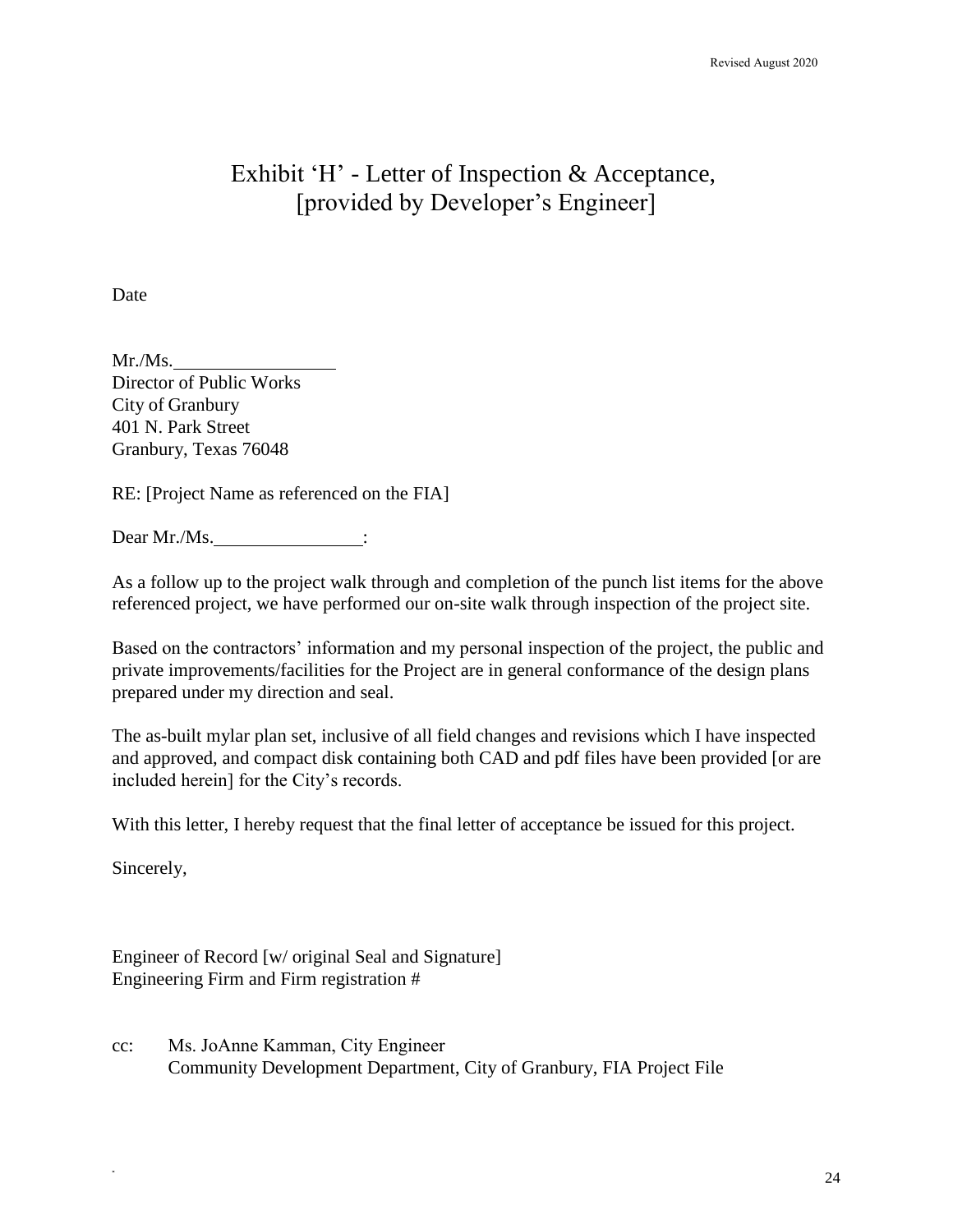# Exhibit ‘H’ - Letter of Inspection & Acceptance, [provided by Developer’s Engineer]

Date

Mr./Ms.\_\_\_\_\_\_\_\_\_\_\_\_\_\_\_\_\_\_
Director of Public Works
City of Granbury
401 N. Park Street
Granbury, Texas 76048

RE: [Project Name as referenced on the FIA]

Dear Mr./Ms.\_\_\_\_\_\_\_\_\_\_\_\_\_\_\_\_:

As a follow up to the project walk through and completion of the punch list items for the above referenced project, we have performed our on-site walk through inspection of the project site.

Based on the contractors’ information and my personal inspection of the project, the public and private improvements/facilities for the Project are in general conformance of the design plans prepared under my direction and seal.

The as-built mylar plan set, inclusive of all field changes and revisions which I have inspected and approved, and compact disk containing both CAD and pdf files have been provided [or are included herein] for the City’s records.

With this letter, I hereby request that the final letter of acceptance be issued for this project.

Sincerely,

Engineer of Record [w/ original Seal and Signature]
Engineering Firm and Firm registration #

cc: Ms. JoAnne Kamman, City Engineer
Community Development Department, City of Granbury, FIA Project File